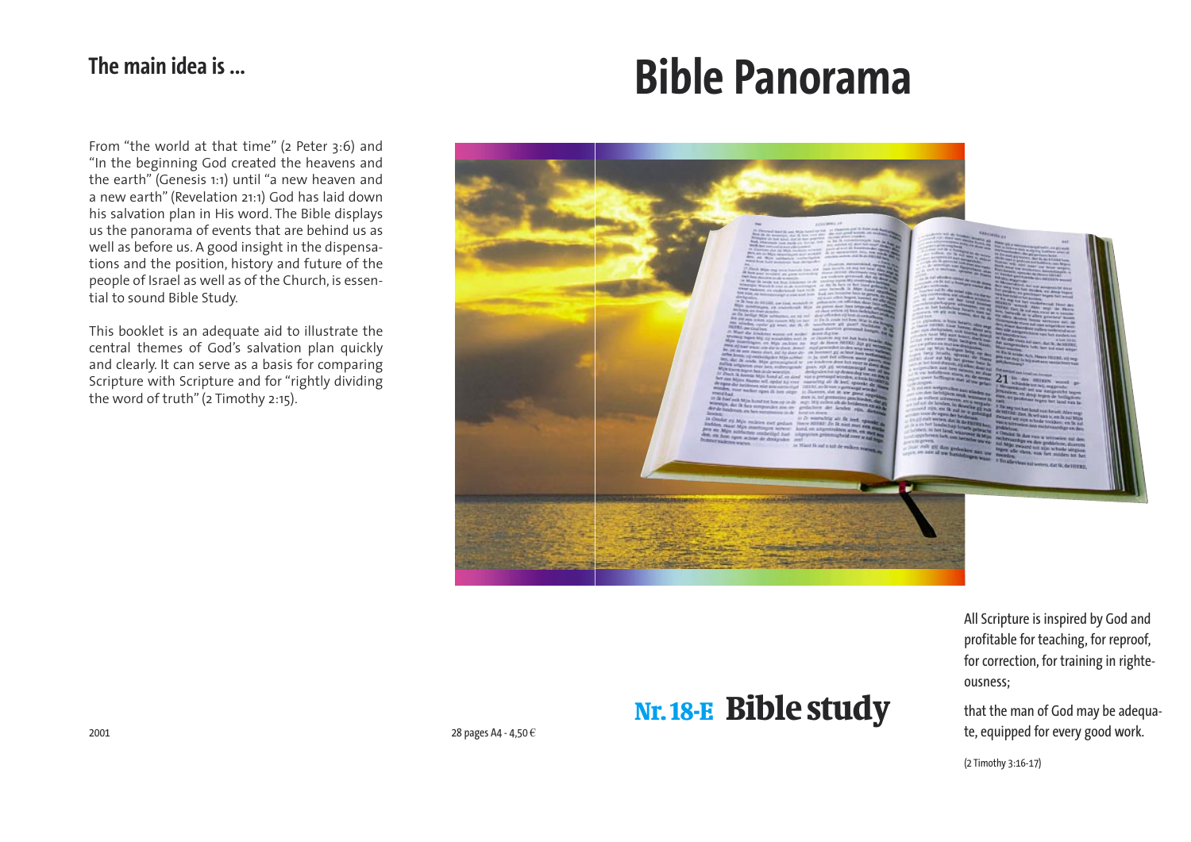# Bible Panorama

## The main idea is ...

From “the world at that time” (2 Peter 3:6) and “In the beginning God created the heavens and the earth” (Genesis 1:1) until “a new heaven and a new earth” (Revelation 21:1) God has laid down his salvation plan in His word. The Bible displays us the panorama of events that are behind us as well as before us. A good insight in the dispensations and the position, history and future of the people of Israel as well as of the Church, is essential to sound Bible Study.

This booklet is an adequate aid to illustrate the central themes of God’s salvation plan quickly and clearly. It can serve as a basis for comparing Scripture with Scripture and for “rightly dividing the word of truth” (2 Timothy 2:15).

2001

28 pages A4 - 4,50 €

**Nr. 18-E Bible study**

All Scripture is inspired by God and profitable for teaching, for reproof, for correction, for training in righteousness;

that the man of God may be adequate, equipped for every good work.

(2 Timothy 3:16-17)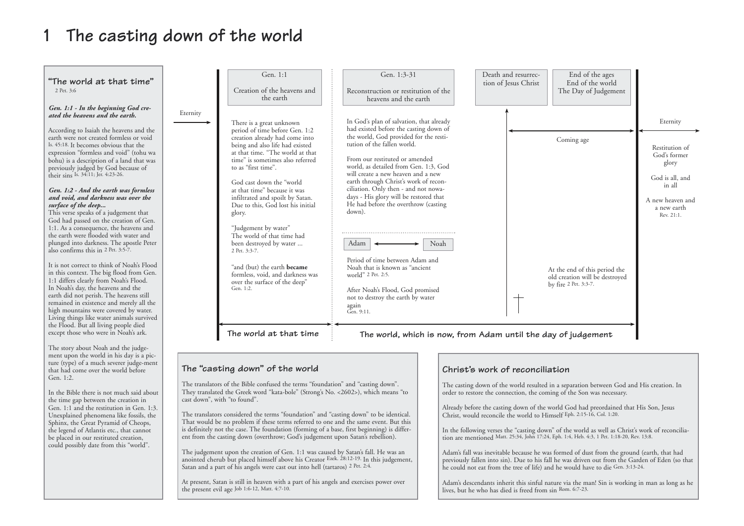# 1 The casting down of the world

## "The world at that time"

2 Pet. 3:6

***Gen. 1:1 - In the beginning God created the heavens and the earth.***

According to Isaiah the heavens and the earth were not created formless or void Is. 45:18. It becomes obvious that the expression "formless and void" (tohu wa bohu) is a description of a land that was previously judged by God because of their sins Is. 34:11; Jer. 4:23-26.

***Gen. 1:2 - And the earth was formless and void, and darkness was over the surface of the deep...***

This verse speaks of a judgement that God had passed on the creation of Gen. 1:1. As a consequence, the heavens and the earth were flooded with water and plunged into darkness. The apostle Peter also confirms this in 2 Pet. 3:5-7.

It is not correct to think of Noah's Flood in this context. The big flood from Gen. 1:1 differs clearly from Noah's Flood. In Noah's day, the heavens and the earth did not perish. The heavens still remained in existence and merely all the high mountains were covered by water. Living things like water animals survived the Flood. But all living people died except those who were in Noah's ark.

The story about Noah and the judgement upon the world in his day is a picture (type) of a much severer judge-ment that had come over the world before Gen. 1:2.

In the Bible there is not much said about the time gap between the creation in Gen. 1:1 and the restitution in Gen. 1:3. Unexplained phenomena like fossils, the Sphinx, the Great Pyramid of Cheops, the legend of Atlantis etc., that cannot be placed in our restituted creation, could possibly date from this "world".

---

Eternity

**Gen. 1:1**

Creation of the heavens and the earth

There is a great unknown period of time before Gen. 1:2 creation already had come into being and also life had existed at that time. "The world at that time" is sometimes also referred to as "first time".

God cast down the "world at that time" because it was infiltrated and spoilt by Satan. Due to this, God lost his initial glory.

"Judgement by water"
The world of that time had been destroyed by water ...
2 Pet. 3:3-7.

"and (but) the earth **became** formless, void, and darkness was over the surface of the deep"
Gen. 1:2.

**Gen. 1:3-31**

Reconstruction or restitution of the heavens and the earth

In God's plan of salvation, that already had existed before the casting down of the world, God provided for the restitution of the fallen world.

From our restituted or amended world, as detailed from Gen. 1:3, God will create a new heaven and a new earth through Christ's work of reconciliation. Only then - and not nowadays - His glory will be restored that He had before the overthrow (casting down).

Adam ⟷ Noah

Period of time between Adam and Noah that is known as "ancient world" 2 Pet. 2:5.

After Noah's Flood, God promised not to destroy the earth by water again
Gen. 9:11.

**Death and resurrection of Jesus Christ**

**End of the ages**
**End of the world**
**The Day of Judgement**

Coming age

At the end of this period the old creation will be destroyed by fire 2 Pet. 3:3-7.

Eternity

Restitution of God's former glory

God is all, and in all

A new heaven and a new earth
Rev. 21:1.

**The world at that time** | **The world, which is now, from Adam until the day of judgement**

---

## The "casting down" of the world

The translators of the Bible confused the terms "foundation" and "casting down". They translated the Greek word "kata-bole" (Strong's No. <2602>), which means "to cast down", with "to found".

The translators considered the terms "foundation" and "casting down" to be identical. That would be no problem if these terms referred to one and the same event. But this is definitely not the case. The foundation (forming of a base, first beginning) is different from the casting down (overthrow; God's judgement upon Satan's rebellion).

The judgement upon the creation of Gen. 1:1 was caused by Satan's fall. He was an anointed cherub but placed himself above his Creator Ezek. 28:12-19. In this judgement, Satan and a part of his angels were cast out into hell (tartaros) 2 Pet. 2:4.

At present, Satan is still in heaven with a part of his angels and exercises power over the present evil age Job 1:6-12, Matt. 4:7-10.

## Christ's work of reconciliation

The casting down of the world resulted in a separation between God and His creation. In order to restore the connection, the coming of the Son was necessary.

Already before the casting down of the world God had preordained that His Son, Jesus Christ, would reconcile the world to Himself Eph. 2:15-16, Col. 1:20.

In the following verses the "casting down" of the world as well as Christ's work of reconciliation are mentioned Matt. 25:34, John 17:24, Eph. 1:4, Heb. 4:3, 1 Pet. 1:18-20, Rev. 13:8.

Adam's fall was inevitable because he was formed of dust from the ground (earth, that had previously fallen into sin). Due to his fall he was driven out from the Garden of Eden (so that he could not eat from the tree of life) and he would have to die Gen. 3:13-24.

Adam's descendants inherit this sinful nature via the man! Sin is working in man as long as he lives, but he who has died is freed from sin Rom. 6:7-23.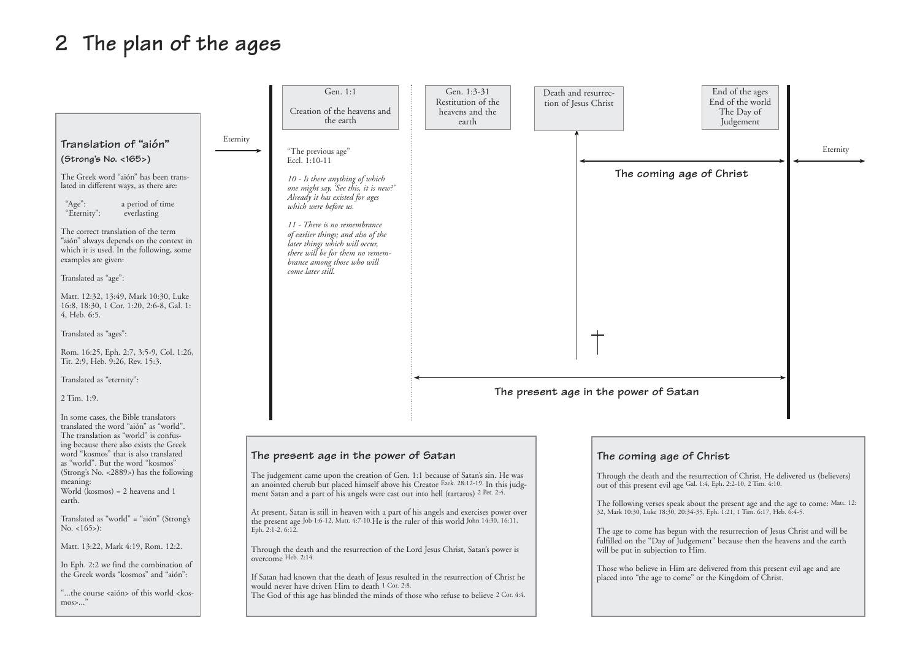# 2 The plan of the ages

### Translation of "aión" (Strong's No. <165>)

The Greek word "aión" has been translated in different ways, as there are:

"Age": a period of time
"Eternity": everlasting

The correct translation of the term "aión" always depends on the context in which it is used. In the following, some examples are given:

Translated as "age":

Matt. 12:32, 13:49, Mark 10:30, Luke 16:8, 18:30, 1 Cor. 1:20, 2:6-8, Gal. 1: 4, Heb. 6:5.

Translated as "ages":

Rom. 16:25, Eph. 2:7, 3:5-9, Col. 1:26, Tit. 2:9, Heb. 9:26, Rev. 15:3.

Translated as "eternity":

2 Tim. 1:9.

In some cases, the Bible translators translated the word "aión" as "world". The translation as "world" is confusing because there also exists the Greek word "kosmos" that is also translated as "world". But the word "kosmos" (Strong's No. <2889>) has the following meaning:
World (kosmos) = 2 heavens and 1 earth.

Translated as "world" = "aión" (Strong's No. <165>):

Matt. 13:22, Mark 4:19, Rom. 12:2.

In Eph. 2:2 we find the combination of the Greek words "kosmos" and "aión":

"...the course <aión> of this world <kosmos>..."

Eternity

Gen. 1:1

Creation of the heavens and the earth

"The previous age"
Eccl. 1:10-11

*10 - Is there anything of which one might say, 'See this, it is new?' Already it has existed for ages which were before us.*

*11 - There is no remembrance of earlier things; and also of the later things which will occur, there will be for them no remembrance among those who will come later still.*

Gen. 1:3-31
Restitution of the heavens and the earth

Death and resurrection of Jesus Christ

End of the ages
End of the world
The Day of Judgement

Eternity

**The coming age of Christ**

**The present age in the power of Satan**

### The present age in the power of Satan

The judgement came upon the creation of Gen. 1:1 because of Satan's sin. He was an anointed cherub but placed himself above his Creator Ezek. 28:12-19. In this judgment Satan and a part of his angels were cast out into hell (tartaros) 2 Pet. 2:4.

At present, Satan is still in heaven with a part of his angels and exercises power over the present age Job 1:6-12, Matt. 4:7-10. He is the ruler of this world John 14:30, 16:11, Eph. 2:1-2, 6:12.

Through the death and the resurrection of the Lord Jesus Christ, Satan's power is overcome Heb. 2:14.

If Satan had known that the death of Jesus resulted in the resurrection of Christ he would never have driven Him to death 1 Cor. 2:8.
The God of this age has blinded the minds of those who refuse to believe 2 Cor. 4:4.

### The coming age of Christ

Through the death and the resurrection of Christ, He delivered us (believers) out of this present evil age Gal. 1:4, Eph. 2:2-10, 2 Tim. 4:10.

The following verses speak about the present age and the age to come: Matt. 12:32, Mark 10:30, Luke 18:30, 20:34-35, Eph. 1:21, 1 Tim. 6:17, Heb. 6:4-5.

The age to come has begun with the resurrection of Jesus Christ and will be fulfilled on the "Day of Judgement" because then the heavens and the earth will be put in subjection to Him.

Those who believe in Him are delivered from this present evil age and are placed into "the age to come" or the Kingdom of Christ.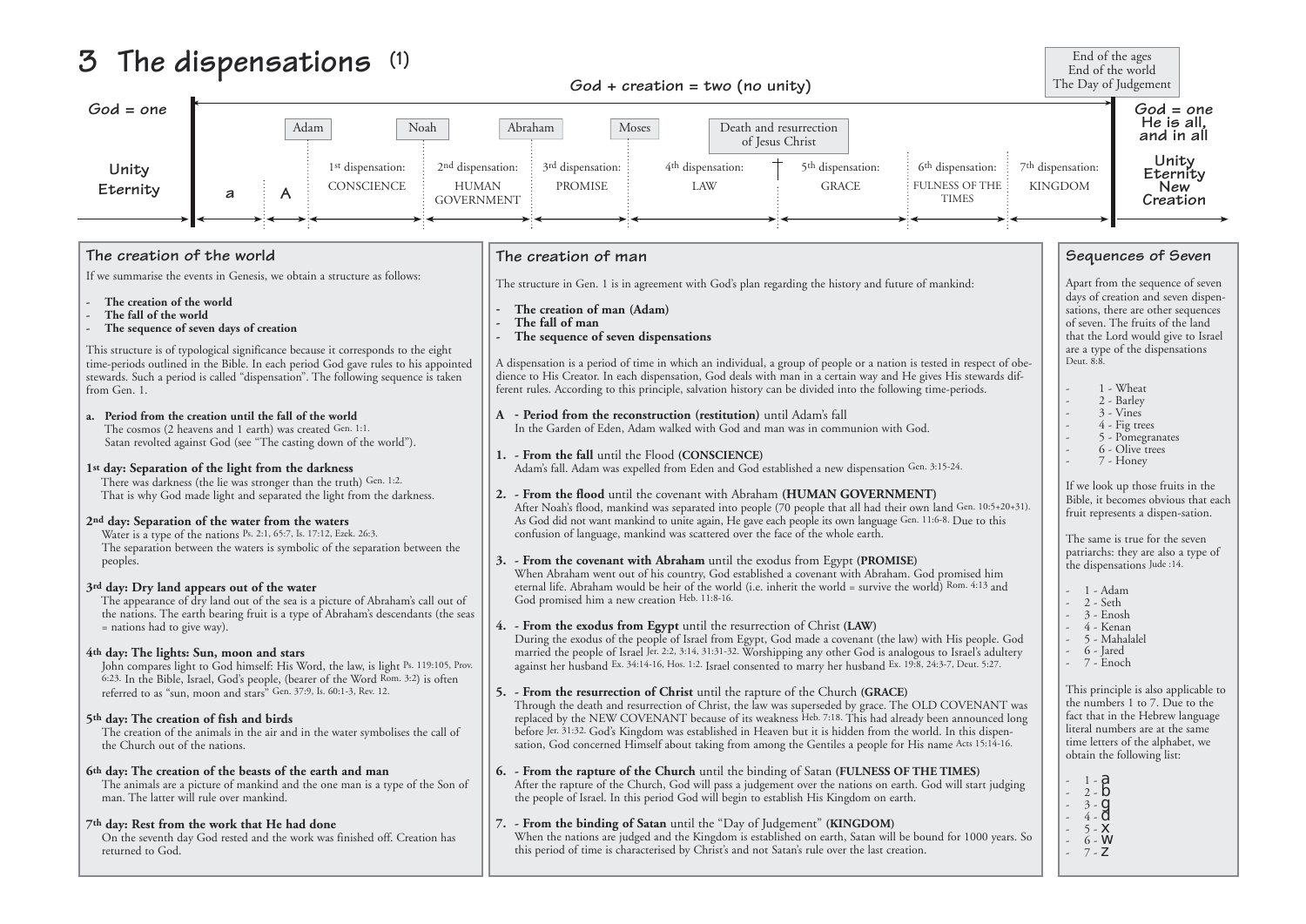# 3 The dispensations (1)

God + creation = two (no unity)

| God = one / Unity / Eternity | a | A | Adam — 1st dispensation: CONSCIENCE | Noah — 2nd dispensation: HUMAN GOVERNMENT | Abraham — 3rd dispensation: PROMISE | Moses — 4th dispensation: LAW | Death and resurrection of Jesus Christ — 5th dispensation: GRACE | 6th dispensation: FULNESS OF THE TIMES | 7th dispensation: KINGDOM | End of the ages / End of the world / The Day of Judgement — God = one / He is all, and in all / Unity / Eternity / New Creation |
|---|---|---|---|---|---|---|---|---|---|---|

## The creation of the world

If we summarise the events in Genesis, we obtain a structure as follows:

- **The creation of the world**
- **The fall of the world**
- **The sequence of seven days of creation**

This structure is of typological significance because it corresponds to the eight time-periods outlined in the Bible. In each period God gave rules to his appointed stewards. Such a period is called "dispensation". The following sequence is taken from Gen. 1.

**a. Period from the creation until the fall of the world**
The cosmos (2 heavens and 1 earth) was created Gen. 1:1.
Satan revolted against God (see "The casting down of the world").

**1st day: Separation of the light from the darkness**
There was darkness (the lie was stronger than the truth) Gen. 1:2.
That is why God made light and separated the light from the darkness.

**2nd day: Separation of the water from the waters**
Water is a type of the nations Ps. 2:1, 65:7, Is. 17:12, Ezek. 26:3.
The separation between the waters is symbolic of the separation between the peoples.

**3rd day: Dry land appears out of the water**
The appearance of dry land out of the sea is a picture of Abraham's call out of the nations. The earth bearing fruit is a type of Abraham's descendants (the seas = nations had to give way).

**4th day: The lights: Sun, moon and stars**
John compares light to God himself: His Word, the law, is light Ps. 119:105, Prov. 6:23. In the Bible, Israel, God's people, (bearer of the Word Rom. 3:2) is often referred to as "sun, moon and stars" Gen. 37:9, Is. 60:1-3, Rev. 12.

**5th day: The creation of fish and birds**
The creation of the animals in the air and in the water symbolises the call of the Church out of the nations.

**6th day: The creation of the beasts of the earth and man**
The animals are a picture of mankind and the one man is a type of the Son of man. The latter will rule over mankind.

**7th day: Rest from the work that He had done**
On the seventh day God rested and the work was finished off. Creation has returned to God.

## The creation of man

The structure in Gen. 1 is in agreement with God's plan regarding the history and future of mankind:

- **The creation of man (Adam)**
- **The fall of man**
- **The sequence of seven dispensations**

A dispensation is a period of time in which an individual, a group of people or a nation is tested in respect of obedience to His Creator. In each dispensation, God deals with man in a certain way and He gives His stewards different rules. According to this principle, salvation history can be divided into the following time-periods.

**A - Period from the reconstruction (restitution)** until Adam's fall
In the Garden of Eden, Adam walked with God and man was in communion with God.

**1. - From the fall** until the Flood **(CONSCIENCE)**
Adam's fall. Adam was expelled from Eden and God established a new dispensation Gen. 3:15-24.

**2. - From the flood** until the covenant with Abraham **(HUMAN GOVERNMENT)**
After Noah's flood, mankind was separated into people (70 people that all had their own land Gen. 10:5+20+31). As God did not want mankind to unite again, He gave each people its own language Gen. 11:6-8. Due to this confusion of language, mankind was scattered over the face of the whole earth.

**3. - From the covenant with Abraham** until the exodus from Egypt **(PROMISE)**
When Abraham went out of his country, God established a covenant with Abraham. God promised him eternal life. Abraham would be heir of the world (i.e. inherit the world = survive the world) Rom. 4:13 and God promised him a new creation Heb. 11:8-16.

**4. - From the exodus from Egypt** until the resurrection of Christ **(LAW)**
During the exodus of the people of Israel from Egypt, God made a covenant (the law) with His people. God married the people of Israel Jer. 2:2, 3:14, 31:31-32. Worshipping any other God is analogous to Israel's adultery against her husband Ex. 34:14-16, Hos. 1:2. Israel consented to marry her husband Ex. 19:8, 24:3-7, Deut. 5:27.

**5. - From the resurrection of Christ** until the rapture of the Church **(GRACE)**
Through the death and resurrection of Christ, the law was superseded by grace. The OLD COVENANT was replaced by the NEW COVENANT because of its weakness Heb. 7:18. This had already been announced long before Jer. 31:32. God's Kingdom was established in Heaven but it is hidden from the world. In this dispensation, God concerned Himself about taking from among the Gentiles a people for His name Acts 15:14-16.

**6. - From the rapture of the Church** until the binding of Satan **(FULNESS OF THE TIMES)**
After the rapture of the Church, God will pass a judgement over the nations on earth. God will start judging the people of Israel. In this period God will begin to establish His Kingdom on earth.

**7. - From the binding of Satan** until the "Day of Judgement" **(KINGDOM)**
When the nations are judged and the Kingdom is established on earth, Satan will be bound for 1000 years. So this period of time is characterised by Christ's and not Satan's rule over the last creation.

## Sequences of Seven

Apart from the sequence of seven days of creation and seven dispensations, there are other sequences of seven. The fruits of the land that the Lord would give to Israel are a type of the dispensations Deut. 8:8.

- 1 - Wheat
- 2 - Barley
- 3 - Vines
- 4 - Fig trees
- 5 - Pomegranates
- 6 - Olive trees
- 7 - Honey

If we look up those fruits in the Bible, it becomes obvious that each fruit represents a dispen-sation.

The same is true for the seven patriarchs: they are also a type of the dispensations Jude :14.

- 1 - Adam
- 2 - Seth
- 3 - Enosh
- 4 - Kenan
- 5 - Mahalalel
- 6 - Jared
- 7 - Enoch

This principle is also applicable to the numbers 1 to 7. Due to the fact that in the Hebrew language literal numbers are at the same time letters of the alphabet, we obtain the following list:

- 1 - a
- 2 - b
- 3 - g
- 4 - d
- 5 - x
- 6 - w
- 7 - z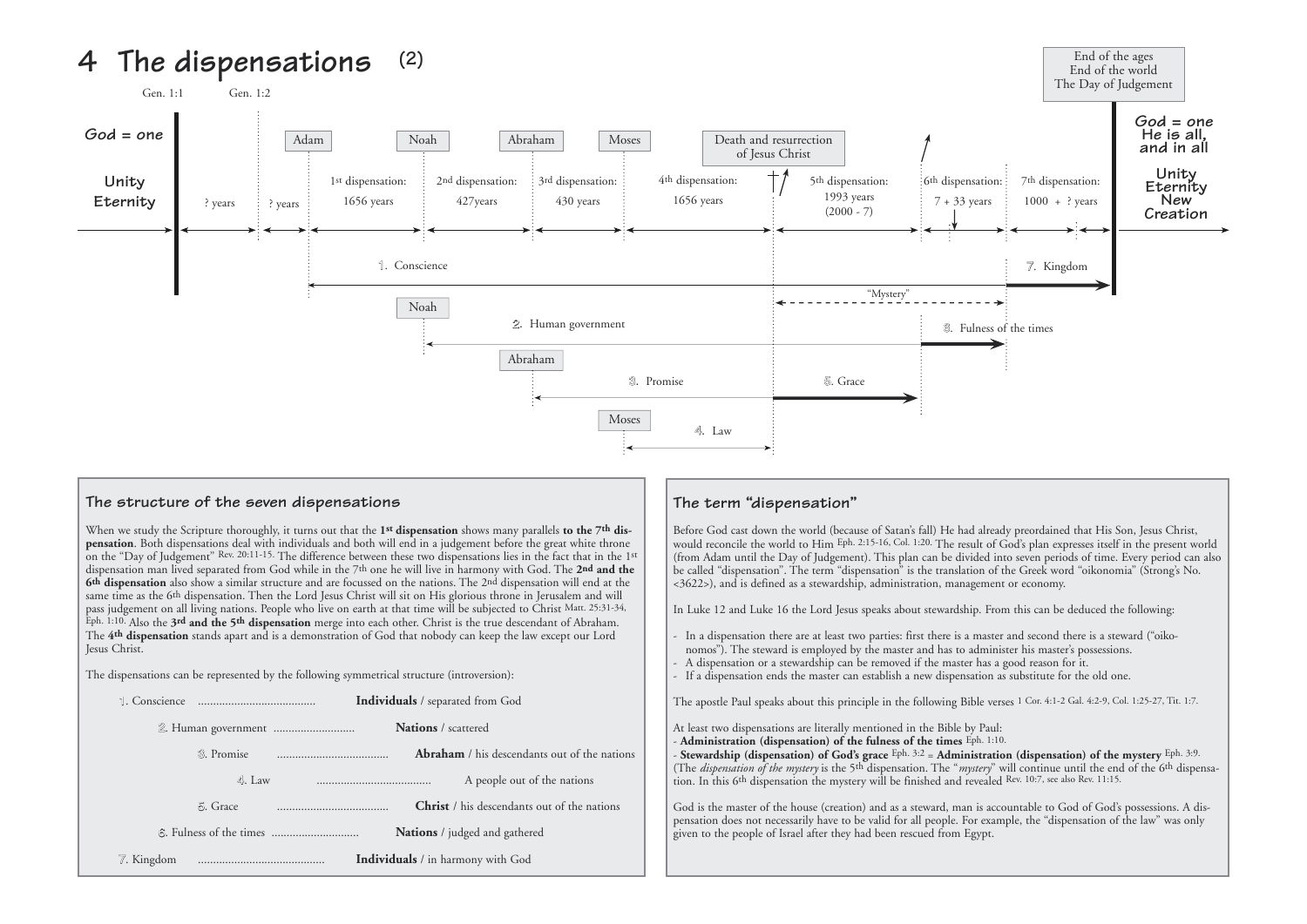# 4 The dispensations (2)

Gen. 1:1 — Gen. 1:2

**God = one** — **Unity Eternity**

| | Period | Duration |
|---|---|---|
| | ? years | |
| | ? years | |
| Adam | 1st dispensation: | 1656 years |
| Noah | 2nd dispensation: | 427years |
| Abraham | 3rd dispensation: | 430 years |
| Moses | 4th dispensation: | 1656 years |
| Death and resurrection of Jesus Christ | 5th dispensation: | 1993 years (2000 - 7) |
| | 6th dispensation: | 7 + 33 years |
| | 7th dispensation: | 1000 + ? years |

End of the ages
End of the world
The Day of Judgement

**God = one He is all, and in all**

**Unity Eternity New Creation**

1. Conscience (Adam) — 7. Kingdom

"Mystery"

2. Human government (Noah) — 6. Fulness of the times

3. Promise (Abraham) — 5. Grace

4. Law (Moses)

## The structure of the seven dispensations

When we study the Scripture thoroughly, it turns out that the **1st dispensation** shows many parallels **to the 7th dispensation**. Both dispensations deal with individuals and both will end in a judgement before the great white throne on the "Day of Judgement" Rev. 20:11-15. The difference between these two dispensations lies in the fact that in the 1st dispensation man lived separated from God while in the 7th one he will live in harmony with God. The **2nd and the 6th dispensation** also show a similar structure and are focussed on the nations. The 2nd dispensation will end at the same time as the 6th dispensation. Then the Lord Jesus Christ will sit on His glorious throne in Jerusalem and will pass judgement on all living nations. People who live on earth at that time will be subjected to Christ Matt. 25:31-34, Eph. 1:10. Also the **3rd and the 5th dispensation** merge into each other. Christ is the true descendant of Abraham. The **4th dispensation** stands apart and is a demonstration of God that nobody can keep the law except our Lord Jesus Christ.

The dispensations can be represented by the following symmetrical structure (introversion):

1. Conscience ....................................... **Individuals** / separated from God
   2. Human government ........................... **Nations** / scattered
      3. Promise ..................................... **Abraham** / his descendants out of the nations
         4. Law ...................................... A people out of the nations
      5. Grace ..................................... **Christ** / his descendants out of the nations
   6. Fulness of the times ............................ **Nations** / judged and gathered
7. Kingdom ........................................... **Individuals** / in harmony with God

## The term "dispensation"

Before God cast down the world (because of Satan's fall) He had already preordained that His Son, Jesus Christ, would reconcile the world to Him Eph. 2:15-16, Col. 1:20. The result of God's plan expresses itself in the present world (from Adam until the Day of Judgement). This plan can be divided into seven periods of time. Every period can also be called "dispensation". The term "dispensation" is the translation of the Greek word "oikonomia" (Strong's No. <3622>), and is defined as a stewardship, administration, management or economy.

In Luke 12 and Luke 16 the Lord Jesus speaks about stewardship. From this can be deduced the following:

- In a dispensation there are at least two parties: first there is a master and second there is a steward ("oikonomos"). The steward is employed by the master and has to administer his master's possessions.
- A dispensation or a stewardship can be removed if the master has a good reason for it.
- If a dispensation ends the master can establish a new dispensation as substitute for the old one.

The apostle Paul speaks about this principle in the following Bible verses 1 Cor. 4:1-2 Gal. 4:2-9, Col. 1:25-27, Tit. 1:7.

At least two dispensations are literally mentioned in the Bible by Paul:
- **Administration (dispensation) of the fulness of the times** Eph. 1:10.
- **Stewardship (dispensation) of God's grace** Eph. 3:2 = **Administration (dispensation) of the mystery** Eph. 3:9.
(The *dispensation of the mystery* is the 5th dispensation. The "*mystery*" will continue until the end of the 6th dispensation. In this 6th dispensation the mystery will be finished and revealed Rev. 10:7, see also Rev. 11:15.

God is the master of the house (creation) and as a steward, man is accountable to God of God's possessions. A dispensation does not necessarily have to be valid for all people. For example, the "dispensation of the law" was only given to the people of Israel after they had been rescued from Egypt.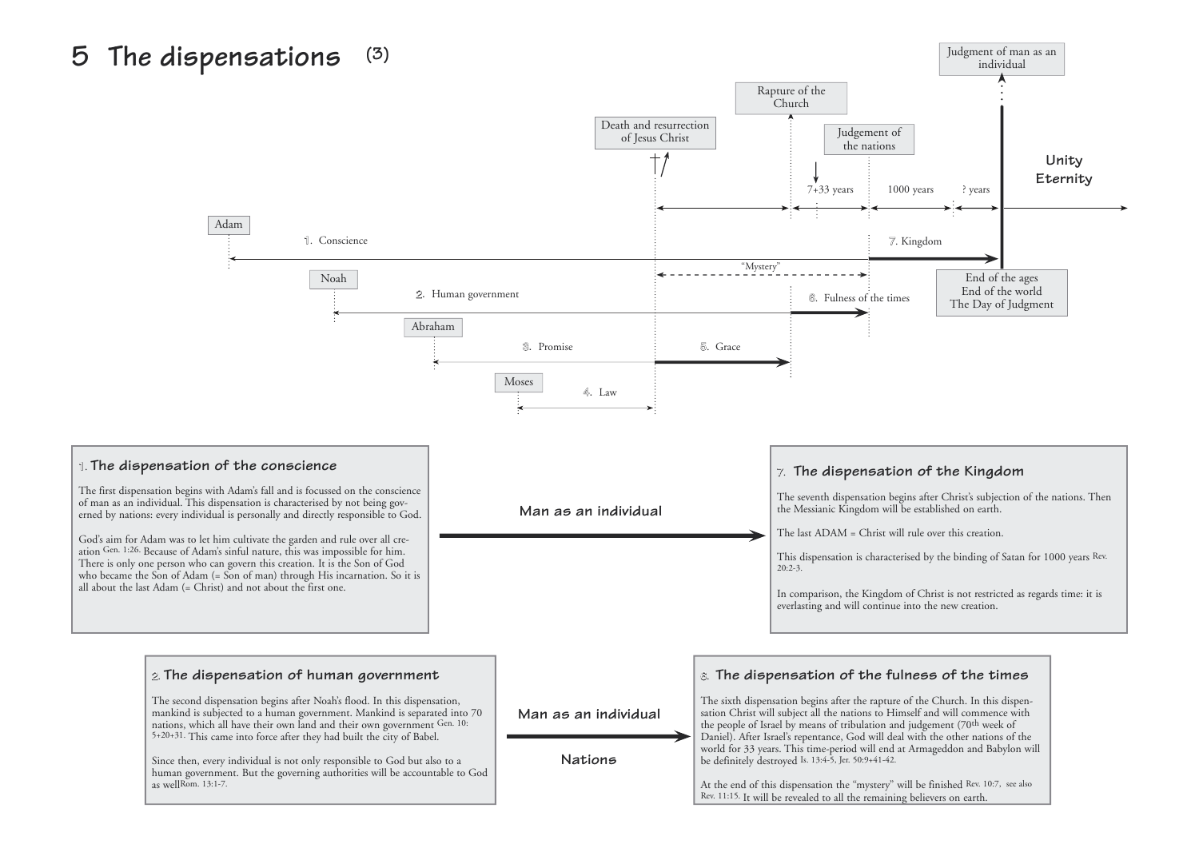# 5 The dispensations (3)

Judgment of man as an individual

Rapture of the Church

Death and resurrection of Jesus Christ

Judgement of the nations

7+33 years | 1000 years | ? years

Unity
Eternity

Adam — 1. Conscience

7. Kingdom

"Mystery"

End of the ages
End of the world
The Day of Judgment

Noah — 2. Human government

6. Fulness of the times

Abraham — 3. Promise

5. Grace

Moses — 4. Law

### 1. The dispensation of the conscience

The first dispensation begins with Adam's fall and is focussed on the conscience of man as an individual. This dispensation is characterised by not being governed by nations: every individual is personally and directly responsible to God.

God's aim for Adam was to let him cultivate the garden and rule over all creation Gen. 1:26. Because of Adam's sinful nature, this was impossible for him. There is only one person who can govern this creation. It is the Son of God who became the Son of Adam (= Son of man) through His incarnation. So it is all about the last Adam (= Christ) and not about the first one.

**Man as an individual**

### 7. The dispensation of the Kingdom

The seventh dispensation begins after Christ's subjection of the nations. Then the Messianic Kingdom will be established on earth.

The last ADAM = Christ will rule over this creation.

This dispensation is characterised by the binding of Satan for 1000 years Rev. 20:2-3.

In comparison, the Kingdom of Christ is not restricted as regards time: it is everlasting and will continue into the new creation.

### 2. The dispensation of human government

The second dispensation begins after Noah's flood. In this dispensation, mankind is subjected to a human government. Mankind is separated into 70 nations, which all have their own land and their own government Gen. 10: 5+20+31. This came into force after they had built the city of Babel.

Since then, every individual is not only responsible to God but also to a human government. But the governing authorities will be accountable to God as well Rom. 13:1-7.

**Man as an individual**

**Nations**

### 6. The dispensation of the fulness of the times

The sixth dispensation begins after the rapture of the Church. In this dispensation Christ will subject all the nations to Himself and will commence with the people of Israel by means of tribulation and judgement (70th week of Daniel). After Israel's repentance, God will deal with the other nations of the world for 33 years. This time-period will end at Armageddon and Babylon will be definitely destroyed Is. 13:4-5, Jer. 50:9+41-42.

At the end of this dispensation the "mystery" will be finished Rev. 10:7, see also Rev. 11:15. It will be revealed to all the remaining believers on earth.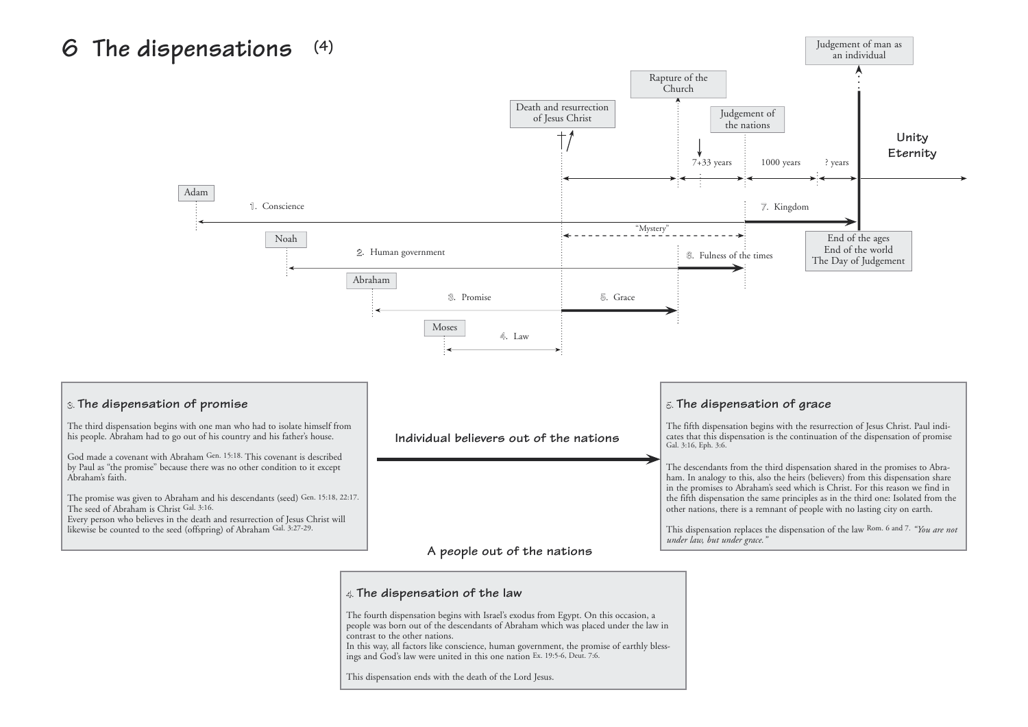# 6 The dispensations (4)

Judgement of man as an individual

Rapture of the Church

Death and resurrection of Jesus Christ

Judgement of the nations

7+33 years

1000 years

? years

Unity Eternity

Adam

1. Conscience

7. Kingdom

"Mystery"

Noah

2. Human government

8. Fulness of the times

End of the ages
End of the world
The Day of Judgement

Abraham

3. Promise

5. Grace

Moses

4. Law

### 3. The dispensation of promise

The third dispensation begins with one man who had to isolate himself from his people. Abraham had to go out of his country and his father's house.

God made a covenant with Abraham Gen. 15:18. This covenant is described by Paul as "the promise" because there was no other condition to it except Abraham's faith.

The promise was given to Abraham and his descendants (seed) Gen. 15:18, 22:17. The seed of Abraham is Christ Gal. 3:16.
Every person who believes in the death and resurrection of Jesus Christ will likewise be counted to the seed (offspring) of Abraham Gal. 3:27-29.

**Individual believers out of the nations**

### 5. The dispensation of grace

The fifth dispensation begins with the resurrection of Jesus Christ. Paul indicates that this dispensation is the continuation of the dispensation of promise Gal. 3:16, Eph. 3:6.

The descendants from the third dispensation shared in the promises to Abraham. In analogy to this, also the heirs (believers) from this dispensation share in the promises to Abraham's seed which is Christ. For this reason we find in the fifth dispensation the same principles as in the third one: Isolated from the other nations, there is a remnant of people with no lasting city on earth.

This dispensation replaces the dispensation of the law Rom. 6 and 7. *"You are not under law, but under grace."*

**A people out of the nations**

### 4. The dispensation of the law

The fourth dispensation begins with Israel's exodus from Egypt. On this occasion, a people was born out of the descendants of Abraham which was placed under the law in contrast to the other nations.
In this way, all factors like conscience, human government, the promise of earthly blessings and God's law were united in this one nation Ex. 19:5-6, Deut. 7:6.

This dispensation ends with the death of the Lord Jesus.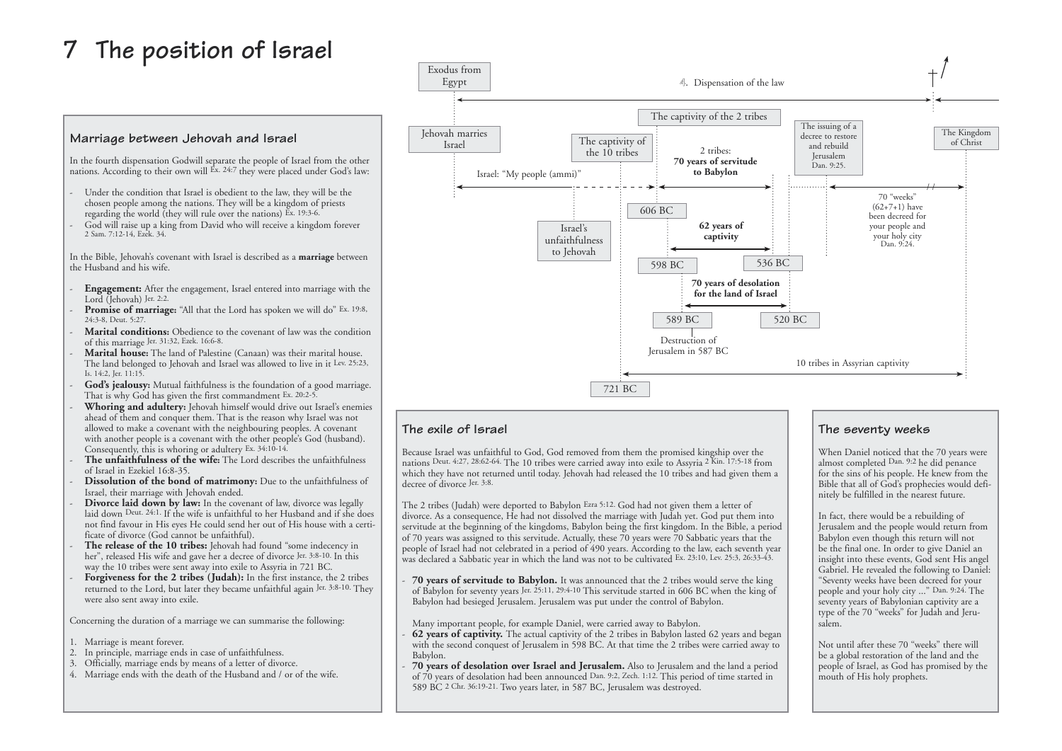# 7 The position of Israel

Exodus from Egypt

4. Dispensation of the law

The captivity of the 2 tribes

The issuing of a decree to restore and rebuild Jerusalem Dan. 9:25.

The Kingdom of Christ

Jehovah marries Israel

The captivity of the 10 tribes

2 tribes: **70 years of servitude to Babylon**

Israel: "My people (ammi)"

70 "weeks" (62+7+1) have been decreed for your people and your holy city Dan. 9:24.

606 BC

Israel's unfaithfulness to Jehovah

**62 years of captivity**

598 BC

536 BC

**70 years of desolation for the land of Israel**

589 BC

520 BC

Destruction of Jerusalem in 587 BC

10 tribes in Assyrian captivity

721 BC

## Marriage between Jehovah and Israel

In the fourth dispensation Godwill separate the people of Israel from the other nations. According to their own will Ex. 24:7 they were placed under God's law:

- Under the condition that Israel is obedient to the law, they will be the chosen people among the nations. They will be a kingdom of priests regarding the world (they will rule over the nations) Ex. 19:3-6.
- God will raise up a king from David who will receive a kingdom forever 2 Sam. 7:12-14, Ezek. 34.

In the Bible, Jehovah's covenant with Israel is described as a **marriage** between the Husband and his wife.

- **Engagement:** After the engagement, Israel entered into marriage with the Lord (Jehovah) Jer. 2:2.
- **Promise of marriage:** "All that the Lord has spoken we will do" Ex. 19:8, 24:3-8, Deut. 5:27.
- **Marital conditions:** Obedience to the covenant of law was the condition of this marriage Jer. 31:32, Ezek. 16:6-8.
- **Marital house:** The land of Palestine (Canaan) was their marital house. The land belonged to Jehovah and Israel was allowed to live in it Lev. 25:23, Is. 14:2, Jer. 11:15.
- **God's jealousy:** Mutual faithfulness is the foundation of a good marriage. That is why God has given the first commandment Ex. 20:2-5.
- **Whoring and adultery:** Jehovah himself would drive out Israel's enemies ahead of them and conquer them. That is the reason why Israel was not allowed to make a covenant with the neighbouring peoples. A covenant with another people is a covenant with the other people's God (husband). Consequently, this is whoring or adultery Ex. 34:10-14.
- **The unfaithfulness of the wife:** The Lord describes the unfaithfulness of Israel in Ezekiel 16:8-35.
- **Dissolution of the bond of matrimony:** Due to the unfaithfulness of Israel, their marriage with Jehovah ended.
- **Divorce laid down by law:** In the covenant of law, divorce was legally laid down Deut. 24:1. If the wife is unfaithful to her Husband and if she does not find favour in His eyes He could send her out of His house with a certificate of divorce (God cannot be unfaithful).
- **The release of the 10 tribes:** Jehovah had found "some indecency in her", released His wife and gave her a decree of divorce Jer. 3:8-10. In this way the 10 tribes were sent away into exile to Assyria in 721 BC.
- **Forgiveness for the 2 tribes (Judah):** In the first instance, the 2 tribes returned to the Lord, but later they became unfaithful again Jer. 3:8-10. They were also sent away into exile.

Concerning the duration of a marriage we can summarise the following:

1. Marriage is meant forever.
2. In principle, marriage ends in case of unfaithfulness.
3. Officially, marriage ends by means of a letter of divorce.
4. Marriage ends with the death of the Husband and / or of the wife.

## The exile of Israel

Because Israel was unfaithful to God, God removed from them the promised kingship over the nations Deut. 4:27, 28:62-64. The 10 tribes were carried away into exile to Assyria 2 Kin. 17:5-18 from which they have not returned until today. Jehovah had released the 10 tribes and had given them a decree of divorce Jer. 3:8.

The 2 tribes (Judah) were deported to Babylon Ezra 5:12. God had not given them a letter of divorce. As a consequence, He had not dissolved the marriage with Judah yet. God put them into servitude at the beginning of the kingdoms, Babylon being the first kingdom. In the Bible, a period of 70 years was assigned to this servitude. Actually, these 70 years were 70 Sabbatic years that the people of Israel had not celebrated in a period of 490 years. According to the law, each seventh year was declared a Sabbatic year in which the land was not to be cultivated Ex. 23:10, Lev. 25:3, 26:33-43.

- **70 years of servitude to Babylon.** It was announced that the 2 tribes would serve the king of Babylon for seventy years Jer. 25:11, 29:4-10 This servitude started in 606 BC when the king of Babylon had besieged Jerusalem. Jerusalem was put under the control of Babylon.

  Many important people, for example Daniel, were carried away to Babylon.
- **62 years of captivity.** The actual captivity of the 2 tribes in Babylon lasted 62 years and began with the second conquest of Jerusalem in 598 BC. At that time the 2 tribes were carried away to Babylon.
- **70 years of desolation over Israel and Jerusalem.** Also to Jerusalem and the land a period of 70 years of desolation had been announced Dan. 9:2, Zech. 1:12. This period of time started in 589 BC 2 Chr. 36:19-21. Two years later, in 587 BC, Jerusalem was destroyed.

## The seventy weeks

When Daniel noticed that the 70 years were almost completed Dan. 9:2 he did penance for the sins of his people. He knew from the Bible that all of God's prophecies would definitely be fulfilled in the nearest future.

In fact, there would be a rebuilding of Jerusalem and the people would return from Babylon even though this return will not be the final one. In order to give Daniel an insight into these events, God sent His angel Gabriel. He revealed the following to Daniel: "Seventy weeks have been decreed for your people and your holy city ..." Dan. 9:24. The seventy years of Babylonian captivity are a type of the 70 "weeks" for Judah and Jerusalem.

Not until after these 70 "weeks" there will be a global restoration of the land and the people of Israel, as God has promised by the mouth of His holy prophets.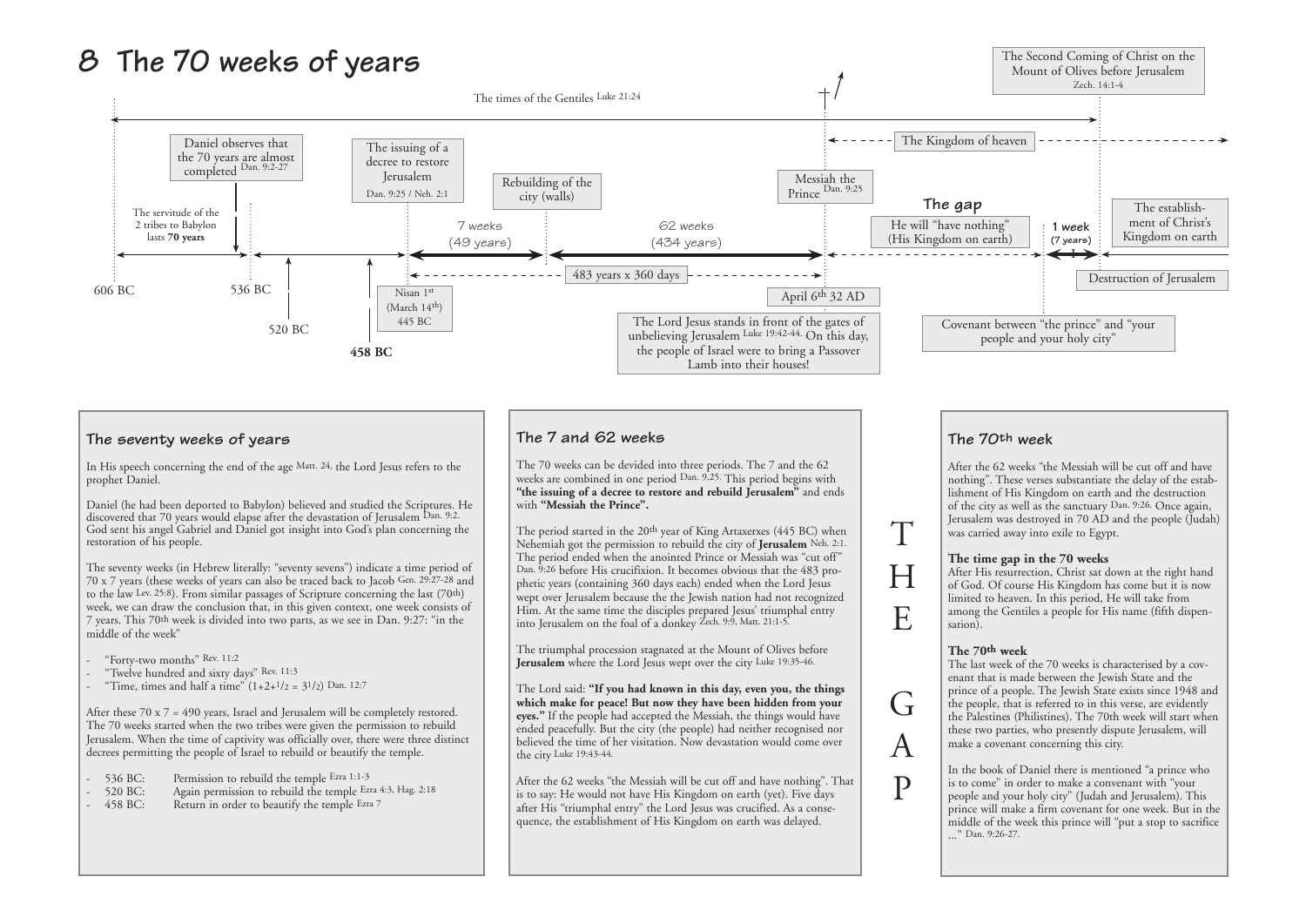# 8 The 70 weeks of years

The times of the Gentiles Luke 21:24

The Second Coming of Christ on the Mount of Olives before Jerusalem Zech. 14:1-4

The Kingdom of heaven

Daniel observes that the 70 years are almost completed Dan. 9:2-27

The issuing of a decree to restore Jerusalem Dan. 9:25 / Neh. 2:1

Rebuilding of the city (walls)

Messiah the Prince Dan. 9:25

**The gap**

He will "have nothing" (His Kingdom on earth)

The servitude of the 2 tribes to Babylon lasts **70 years**

7 weeks (49 years)

62 weeks (434 years)

**1 week** **(7 years)**

The establishment of Christ's Kingdom on earth

483 years x 360 days

606 BC — 536 BC — 520 BC — **458 BC**

Nisan 1st (March 14th) 445 BC

April 6th 32 AD

Destruction of Jerusalem

The Lord Jesus stands in front of the gates of unbelieving Jerusalem Luke 19:42-44. On this day, the people of Israel were to bring a Passover Lamb into their houses!

Covenant between "the prince" and "your people and your holy city"

## The seventy weeks of years

In His speech concerning the end of the age Matt. 24, the Lord Jesus refers to the prophet Daniel.

Daniel (he had been deported to Babylon) believed and studied the Scriptures. He discovered that 70 years would elapse after the devastation of Jerusalem Dan. 9:2. God sent his angel Gabriel and Daniel got insight into God's plan concerning the restoration of his people.

The seventy weeks (in Hebrew literally: "seventy sevens") indicate a time period of 70 x 7 years (these weeks of years can also be traced back to Jacob Gen. 29:27-28 and to the law Lev. 25:8). From similar passages of Scripture concerning the last (70th) week, we can draw the conclusion that, in this given context, one week consists of 7 years. This 70th week is divided into two parts, as we see in Dan. 9:27: "in the middle of the week"

- "Forty-two months" Rev. 11:2
- "Twelve hundred and sixty days" Rev. 11:3
- "Time, times and half a time" $(1+2+1/2 = 3^1/2)$ Dan. 12:7

After these 70 x 7 = 490 years, Israel and Jerusalem will be completely restored. The 70 weeks started when the two tribes were given the permission to rebuild Jerusalem. When the time of captivity was officially over, there were three distinct decrees permitting the people of Israel to rebuild or beautify the temple.

- 536 BC: Permission to rebuild the temple Ezra 1:1-3
- 520 BC: Again permission to rebuild the temple Ezra 4:3, Hag. 2:18
- 458 BC: Return in order to beautify the temple Ezra 7

## The 7 and 62 weeks

The 70 weeks can be devided into three periods. The 7 and the 62 weeks are combined in one period Dan. 9,25. This period begins with **"the issuing of a decree to restore and rebuild Jerusalem"** and ends with **"Messiah the Prince".**

The period started in the 20th year of King Artaxerxes (445 BC) when Nehemiah got the permission to rebuild the city of **Jerusalem** Neh. 2:1. The period ended when the anointed Prince or Messiah was "cut off" Dan. 9:26 before His crucifixion. It becomes obvious that the 483 prophetic years (containing 360 days each) ended when the Lord Jesus wept over Jerusalem because the the Jewish nation had not recognized Him. At the same time the disciples prepared Jesus' triumphal entry into Jerusalem on the foal of a donkey Zech. 9:9, Matt. 21:1-5.

The triumphal procession stagnated at the Mount of Olives before **Jerusalem** where the Lord Jesus wept over the city Luke 19:35-46.

The Lord said: **"If you had known in this day, even you, the things which make for peace! But now they have been hidden from your eyes."** If the people had accepted the Messiah, the things would have ended peacefully. But the city (the people) had neither recognised nor believed the time of her visitation. Now devastation would come over the city Luke 19:43-44.

After the 62 weeks "the Messiah will be cut off and have nothing". That is to say: He would not have His Kingdom on earth (yet). Five days after His "triumphal entry" the Lord Jesus was crucified. As a consequence, the establishment of His Kingdom on earth was delayed.

THE GAP

## The 70th week

After the 62 weeks "the Messiah will be cut off and have nothing". These verses substantiate the delay of the establishment of His Kingdom on earth and the destruction of the city as well as the sanctuary Dan. 9:26. Once again, Jerusalem was destroyed in 70 AD and the people (Judah) was carried away into exile to Egypt.

**The time gap in the 70 weeks**
After His resurrection, Christ sat down at the right hand of God. Of course His Kingdom has come but it is now limited to heaven. In this period, He will take from among the Gentiles a people for His name (fifth dispensation).

**The 70th week**
The last week of the 70 weeks is characterised by a covenant that is made between the Jewish State and the prince of a people. The Jewish State exists since 1948 and the people, that is referred to in this verse, are evidently the Palestines (Philistines). The 70th week will start when these two parties, who presently dispute Jerusalem, will make a covenant concerning this city.

In the book of Daniel there is mentioned "a prince who is to come" in order to make a covenant with "your people and your holy city" (Judah and Jerusalem). This prince will make a firm covenant for one week. But in the middle of the week this prince will "put a stop to sacrifice ..." Dan. 9:26-27.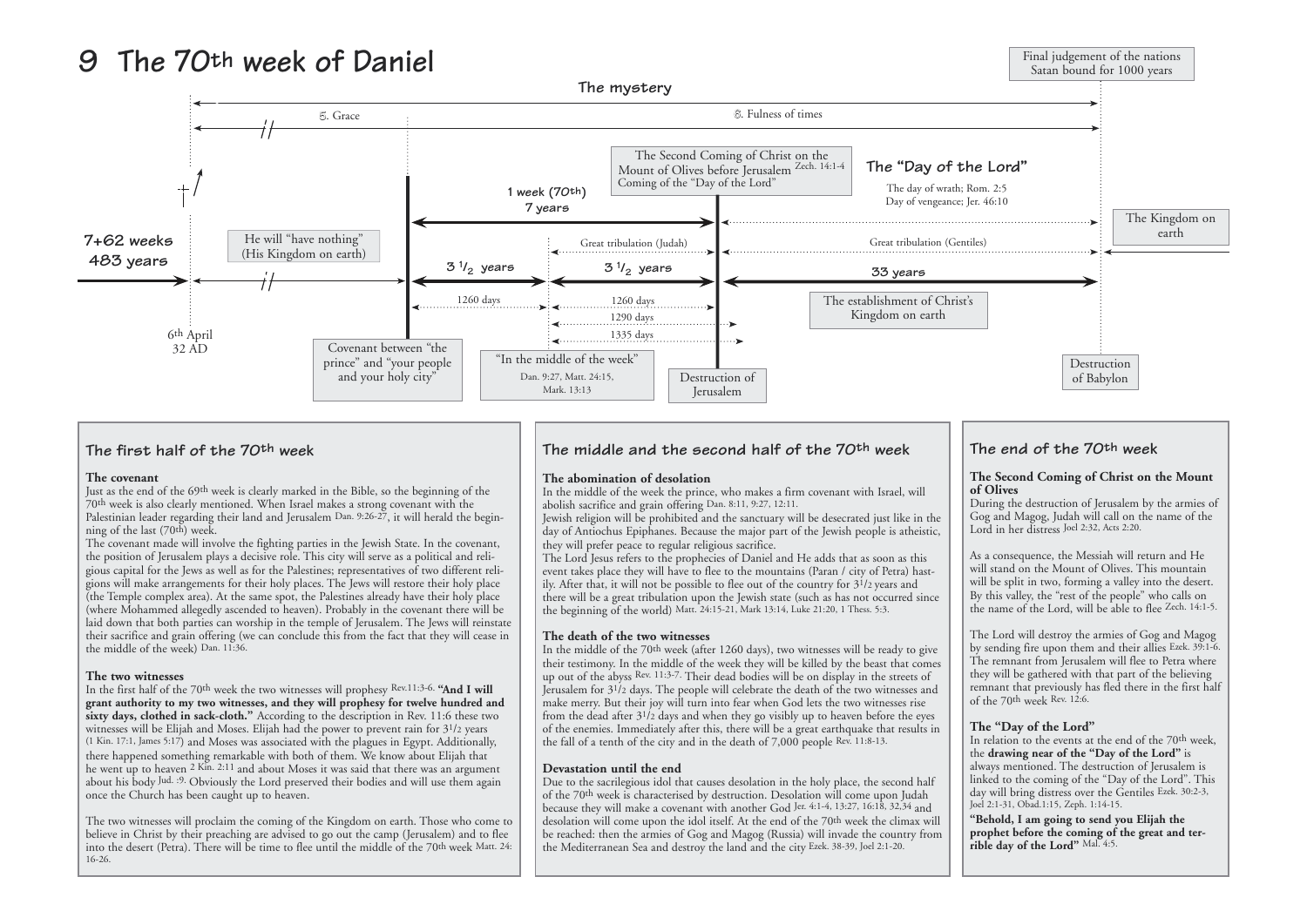# 9 The 70th week of Daniel

Final judgement of the nations
Satan bound for 1000 years

**The mystery**

5. Grace

8. Fulness of times

The Second Coming of Christ on the Mount of Olives before Jerusalem Zech. 14:1-4
Coming of the "Day of the Lord"

**The "Day of the Lord"**

The day of wrath; Rom. 2:5
Day of vengeance; Jer. 46:10

**1 week (70th)**
**7 years**

**7+62 weeks**
**483 years**

He will "have nothing"
(His Kingdom on earth)

Great tribulation (Judah)

Great tribulation (Gentiles)

The Kingdom on earth

**3 1/2 years** **3 1/2 years** **33 years**

1260 days

1260 days

1290 days

1335 days

The establishment of Christ's Kingdom on earth

6th April
32 AD

Covenant between "the prince" and "your people and your holy city"

"In the middle of the week"
Dan. 9:27, Matt. 24:15, Mark. 13:13

Destruction of Jerusalem

Destruction of Babylon

## The first half of the 70th week

**The covenant**

Just as the end of the 69th week is clearly marked in the Bible, so the beginning of the 70th week is also clearly mentioned. When Israel makes a strong covenant with the Palestinian leader regarding their land and Jerusalem Dan. 9:26-27, it will herald the beginning of the last (70th) week.

The covenant made will involve the fighting parties in the Jewish State. In the covenant, the position of Jerusalem plays a decisive role. This city will serve as a political and religious capital for the Jews as well as for the Palestines; representatives of two different religions will make arrangements for their holy places. The Jews will restore their holy place (the Temple complex area). At the same spot, the Palestines already have their holy place (where Mohammed allegedly ascended to heaven). Probably in the covenant there will be laid down that both parties can worship in the temple of Jerusalem. The Jews will reinstate their sacrifice and grain offering (we can conclude this from the fact that they will cease in the middle of the week) Dan. 11:36.

**The two witnesses**

In the first half of the 70th week the two witnesses will prophesy Rev.11:3-6. **"And I will grant authority to my two witnesses, and they will prophesy for twelve hundred and sixty days, clothed in sack-cloth."** According to the description in Rev. 11:6 these two witnesses will be Elijah and Moses. Elijah had the power to prevent rain for 3 1/2 years (1 Kin. 17:1, James 5:17) and Moses was associated with the plagues in Egypt. Additionally, there happened something remarkable with both of them. We know about Elijah that he went up to heaven 2 Kin. 2:11 and about Moses it was said that there was an argument about his body Jud. :9. Obviously the Lord preserved their bodies and will use them again once the Church has been caught up to heaven.

The two witnesses will proclaim the coming of the Kingdom on earth. Those who come to believe in Christ by their preaching are advised to go out the camp (Jerusalem) and to flee into the desert (Petra). There will be time to flee until the middle of the 70th week Matt. 24: 16-26.

## The middle and the second half of the 70th week

**The abomination of desolation**

In the middle of the week the prince, who makes a firm covenant with Israel, will abolish sacrifice and grain offering Dan. 8:11, 9:27, 12:11.

Jewish religion will be prohibited and the sanctuary will be desecrated just like in the day of Antiochus Epiphanes. Because the major part of the Jewish people is atheistic, they will prefer peace to regular religious sacrifice.

The Lord Jesus refers to the prophecies of Daniel and He adds that as soon as this event takes place they will have to flee to the mountains (Paran / city of Petra) hastily. After that, it will not be possible to flee out of the country for 3 1/2 years and there will be a great tribulation upon the Jewish state (such as has not occurred since the beginning of the world) Matt. 24:15-21, Mark 13:14, Luke 21:20, 1 Thess. 5:3.

**The death of the two witnesses**

In the middle of the 70th week (after 1260 days), two witnesses will be ready to give their testimony. In the middle of the week they will be killed by the beast that comes up out of the abyss Rev. 11:3-7. Their dead bodies will be on display in the streets of Jerusalem for 3 1/2 days. The people will celebrate the death of the two witnesses and make merry. But their joy will turn into fear when God lets the two witnesses rise from the dead after 3 1/2 days and when they go visibly up to heaven before the eyes of the enemies. Immediately after this, there will be a great earthquake that results in the fall of a tenth of the city and in the death of 7,000 people Rev. 11:8-13.

**Devastation until the end**

Due to the sacrilegious idol that causes desolation in the holy place, the second half of the 70th week is characterised by destruction. Desolation will come upon Judah because they will make a covenant with another God Jer. 4:1-4, 13:27, 16:18, 32,34 and desolation will come upon the idol itself. At the end of the 70th week the climax will be reached: then the armies of Gog and Magog (Russia) will invade the country from the Mediterranean Sea and destroy the land and the city Ezek. 38-39, Joel 2:1-20.

## The end of the 70th week

**The Second Coming of Christ on the Mount of Olives**

During the destruction of Jerusalem by the armies of Gog and Magog, Judah will call on the name of the Lord in her distress Joel 2:32, Acts 2:20.

As a consequence, the Messiah will return and He will stand on the Mount of Olives. This mountain will be split in two, forming a valley into the desert. By this valley, the "rest of the people" who calls on the name of the Lord, will be able to flee Zech. 14:1-5.

The Lord will destroy the armies of Gog and Magog by sending fire upon them and their allies Ezek. 39:1-6. The remnant from Jerusalem will flee to Petra where they will be gathered with that part of the believing remnant that previously has fled there in the first half of the 70th week Rev. 12:6.

**The "Day of the Lord"**

In relation to the events at the end of the 70th week, the **drawing near of the "Day of the Lord"** is always mentioned. The destruction of Jerusalem is linked to the coming of the "Day of the Lord". This day will bring distress over the Gentiles Ezek. 30:2-3, Joel 2:1-31, Obad.1:15, Zeph. 1:14-15.

**"Behold, I am going to send you Elijah the prophet before the coming of the great and terrible day of the Lord"** Mal. 4:5.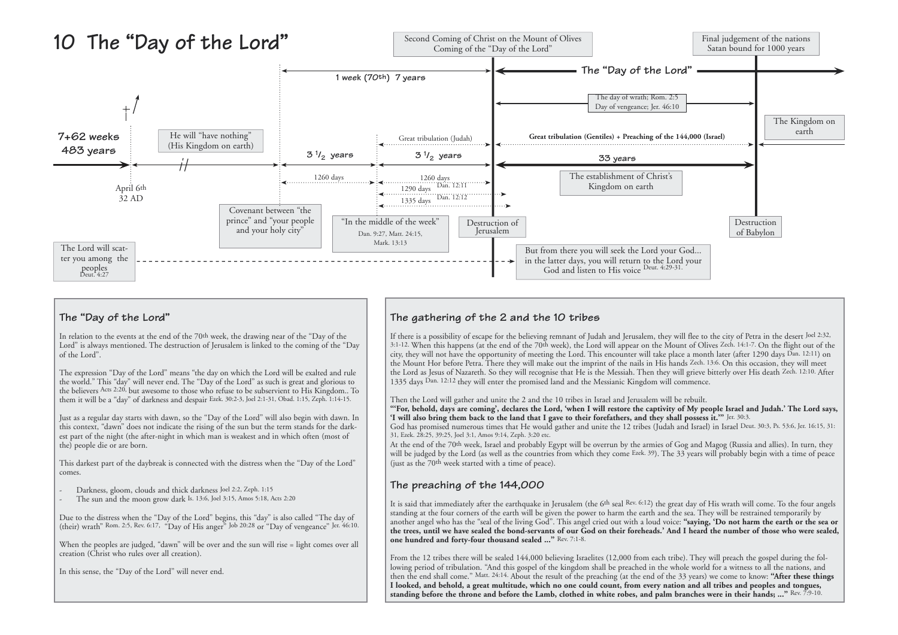# 10 The "Day of the Lord"

Second Coming of Christ on the Mount of Olives
Coming of the "Day of the Lord"

Final judgement of the nations
Satan bound for 1000 years

1 week (70th) 7 years

The "Day of the Lord"

The day of wrath; Rom. 2:5
Day of vengeance; Jer. 46:10

The Kingdom on earth

7+62 weeks
483 years

He will "have nothing" (His Kingdom on earth)

Great tribulation (Judah)

Great tribulation (Gentiles) + Preaching of the 144,000 (Israel)

3 1/2 years

3 1/2 years

33 years

April 6th
32 AD

1260 days

1260 days

1290 days Dan. 12:11

1335 days Dan. 12:12

The establishment of Christ's Kingdom on earth

Covenant between "the prince" and "your people and your holy city"

"In the middle of the week"
Dan. 9:27, Matt. 24:15, Mark. 13:13

Destruction of Jerusalem

Destruction of Babylon

The Lord will scatter you among the peoples Deut. 4:27

But from there you will seek the Lord your God... in the latter days, you will return to the Lord your God and listen to His voice Deut. 4:29-31.

## The "Day of the Lord"

In relation to the events at the end of the 70th week, the drawing near of the "Day of the Lord" is always mentioned. The destruction of Jerusalem is linked to the coming of the "Day of the Lord".

The expression "Day of the Lord" means "the day on which the Lord will be exalted and rule the world." This "day" will never end. The "Day of the Lord" as such is great and glorious to the believers Acts 2:20, but awesome to those who refuse to be subservient to His Kingdom.. To them it will be a "day" of darkness and despair Ezek. 30:2-3, Joel 2:1-31, Obad. 1:15, Zeph. 1:14-15.

Just as a regular day starts with dawn, so the "Day of the Lord" will also begin with dawn. In this context, "dawn" does not indicate the rising of the sun but the term stands for the darkest part of the night (the after-night in which man is weakest and in which often (most of the) people die or are born.

This darkest part of the daybreak is connected with the distress when the "Day of the Lord" comes.

- Darkness, gloom, clouds and thick darkness Joel 2:2, Zeph. 1:15
- The sun and the moon grow dark Is. 13:6, Joel 3:15, Amos 5:18, Acts 2:20

Due to the distress when the "Day of the Lord" begins, this "day" is also called "The day of (their) wrath" Rom. 2:5, Rev. 6:17, "Day of His anger" Job 20:28 or "Day of vengeance" Jer. 46:10.

When the peoples are judged, "dawn" will be over and the sun will rise = light comes over all creation (Christ who rules over all creation).

In this sense, the "Day of the Lord" will never end.

## The gathering of the 2 and the 10 tribes

If there is a possibility of escape for the believing remnant of Judah and Jerusalem, they will flee to the city of Petra in the desert Joel 2:32, 3:1-12. When this happens (at the end of the 70th week), the Lord will appear on the Mount of Olives Zech. 14:1-7. On the flight out of the city, they will not have the opportunity of meeting the Lord. This encounter will take place a month later (after 1290 days Dan. 12:11) on the Mount Hor before Petra. There they will make out the imprint of the nails in His hands Zech. 13:6. On this occasion, they will meet the Lord as Jesus of Nazareth. So they will recognise that He is the Messiah. Then they will grieve bitterly over His death Zech. 12:10. After 1335 days Dan. 12:12 they will enter the promised land and the Messianic Kingdom will commence.

Then the Lord will gather and unite the 2 and the 10 tribes in Israel and Jerusalem will be rebuilt.
**"'For, behold, days are coming', declares the Lord, 'when I will restore the captivity of My people Israel and Judah.' The Lord says, 'I will also bring them back to the land that I gave to their forefathers, and they shall possess it.'"** Jer. 30:3.
God has promised numerous times that He would gather and unite the 12 tribes (Judah and Israel) in Israel Deut. 30:3, Ps. 53:6, Jer. 16:15, 31:31, Ezek. 28:25, 39:25, Joel 3:1, Amos 9:14, Zeph. 3:20 etc.
At the end of the 70th week, Israel and probably Egypt will be overrun by the armies of Gog and Magog (Russia and allies). In turn, they will be judged by the Lord (as well as the countries from which they come Ezek. 39). The 33 years will probably begin with a time of peace (just as the 70th week started with a time of peace).

## The preaching of the 144,000

It is said that immediately after the earthquake in Jerusalem (the 6th seal Rev. 6:12) the great day of His wrath will come. To the four angels standing at the four corners of the earth will be given the power to harm the earth and the sea. They will be restrained temporarily by another angel who has the "seal of the living God". This angel cried out with a loud voice: **"saying, 'Do not harm the earth or the sea or the trees, until we have sealed the bond-servants of our God on their foreheads.' And I heard the number of those who were sealed, one hundred and forty-four thousand sealed ..."** Rev. 7:1-8.

From the 12 tribes there will be sealed 144,000 believing Israelites (12,000 from each tribe). They will preach the gospel during the following period of tribulation. "And this gospel of the kingdom shall be preached in the whole world for a witness to all the nations, and then the end shall come." Matt. 24:14. About the result of the preaching (at the end of the 33 years) we come to know: **"After these things I looked, and behold, a great multitude, which no one could count, from every nation and all tribes and peoples and tongues, standing before the throne and before the Lamb, clothed in white robes, and palm branches were in their hands; ..."** Rev. 7:9-10.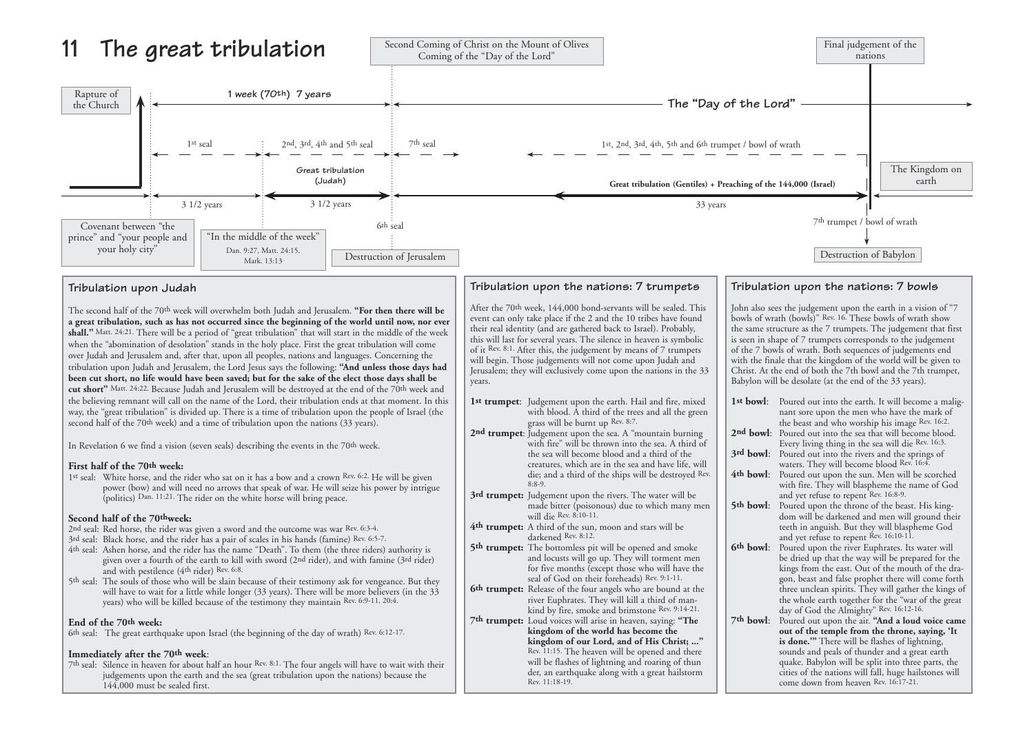# 11 The great tribulation

Rapture of the Church

Second Coming of Christ on the Mount of Olives
Coming of the "Day of the Lord"

Final judgement of the nations

1 week (70th) 7 years

The "Day of the Lord"

1st seal

2nd, 3rd, 4th and 5th seal

7th seal

1st, 2nd, 3rd, 4th, 5th and 6th trumpet / bowl of wrath

Great tribulation (Judah)

Great tribulation (Gentiles) + Preaching of the 144,000 (Israel)

The Kingdom on earth

3 1/2 years

3 1/2 years

33 years

6th seal

7th trumpet / bowl of wrath

Covenant between "the prince" and "your people and your holy city"

"In the middle of the week"
Dan. 9:27, Matt. 24:15, Mark. 13:13

Destruction of Jerusalem

Destruction of Babylon

## Tribulation upon Judah

The second half of the 70th week will overwhelm both Judah and Jerusalem. **"For then there will be a great tribulation, such as has not occurred since the beginning of the world until now, nor ever shall."** Matt. 24:21. There will be a period of "great tribulation" that will start in the middle of the week when the "abomination of desolation" stands in the holy place. First the great tribulation will come over Judah and Jerusalem and, after that, upon all peoples, nations and languages. Concerning the tribulation upon Judah and Jerusalem, the Lord Jesus says the following: **"And unless those days had been cut short, no life would have been saved; but for the sake of the elect those days shall be cut short"** Matt. 24:22. Because Judah and Jerusalem will be destroyed at the end of the 70th week and the believing remnant will call on the name of the Lord, their tribulation ends at that moment. In this way, the "great tribulation" is divided up. There is a time of tribulation upon the people of Israel (the second half of the 70th week) and a time of tribulation upon the nations (33 years).

In Revelation 6 we find a vision (seven seals) describing the events in the 70th week.

### First half of the 70th week:

1st seal: White horse, and the rider who sat on it has a bow and a crown Rev. 6:2. He will be given power (bow) and will need no arrows that speak of war. He will seize his power by intrigue (politics) Dan. 11:21. The rider on the white horse will bring peace.

### Second half of the 70th week:

2nd seal: Red horse, the rider was given a sword and the outcome was war Rev. 6:3-4.

3rd seal: Black horse, and the rider has a pair of scales in his hands (famine) Rev. 6:5-7.

4th seal: Ashen horse, and the rider has the name "Death". To them (the three riders) authority is given over a fourth of the earth to kill with sword (2nd rider), and with famine (3rd rider) and with pestilence (4th rider) Rev. 6:8.

5th seal: The souls of those who will be slain because of their testimony ask for vengeance. But they will have to wait for a little while longer (33 years). There will be more believers (in the 33 years) who will be killed because of the testimony they maintain Rev. 6:9-11, 20:4.

### End of the 70th week:

6th seal: The great earthquake upon Israel (the beginning of the day of wrath) Rev. 6:12-17.

### Immediately after the 70th week:

7th seal: Silence in heaven for about half an hour Rev. 8:1. The four angels will have to wait with their judgements upon the earth and the sea (great tribulation upon the nations) because the 144,000 must be sealed first.

## Tribulation upon the nations: 7 trumpets

After the 70th week, 144,000 bond-servants will be sealed. This event can only take place if the 2 and the 10 tribes have found their real identity (and are gathered back to Israel). Probably, this will last for several years. The silence in heaven is symbolic of it Rev. 8:1. After this, the judgement by means of 7 trumpets will begin. Those judgements will not come upon Judah and Jerusalem; they will exclusively come upon the nations in the 33 years.

**1st trumpet**: Judgement upon the earth. Hail and fire, mixed with blood. A third of the trees and all the green grass will be burnt up Rev. 8:7.

**2nd trumpet**: Judgement upon the sea. A "mountain burning with fire" will be thrown into the sea. A third of the sea will become blood and a third of the creatures, which are in the sea and have life, will die; and a third of the ships will be destroyed Rev. 8:8-9.

**3rd trumpet:** Judgement upon the rivers. The water will be made bitter (poisonous) due to which many men will die Rev. 8:10-11.

**4th trumpet:** A third of the sun, moon and stars will be darkened Rev. 8:12.

**5th trumpet:** The bottomless pit will be opened and smoke and locusts will go up. They will torment men for five months (except those who will have the seal of God on their foreheads) Rev. 9:1-11.

**6th trumpet:** Release of the four angels who are bound at the river Euphrates. They will kill a third of mankind by fire, smoke and brimstone Rev. 9:14-21.

**7th trumpet:** Loud voices will arise in heaven, saying: **"The kingdom of the world has become the kingdom of our Lord, and of His Christ; ..."** Rev. 11:15. The heaven will be opened and there will be flashes of lightning and roaring of thunder, an earthquake along with a great hailstorm Rev. 11:18-19.

## Tribulation upon the nations: 7 bowls

John also sees the judgement upon the earth in a vision of "7 bowls of wrath (bowls)" Rev. 16. These bowls of wrath show the same structure as the 7 trumpets. The judgement that first is seen in shape of 7 trumpets corresponds to the judgement of the 7 bowls of wrath. Both sequences of judgements end with the finale that the kingdom of the world will be given to Christ. At the end of both the 7th bowl and the 7th trumpet, Babylon will be desolate (at the end of the 33 years).

**1st bowl**: Poured out into the earth. It will become a malignant sore upon the men who have the mark of the beast and who worship his image Rev. 16:2.

**2nd bowl**: Poured out into the sea that will become blood. Every living thing in the sea will die Rev. 16:3.

**3rd bowl**: Poured out into the rivers and the springs of waters. They will become blood Rev. 16:4.

**4th bowl**: Poured out upon the sun. Men will be scorched with fire. They will blaspheme the name of God and yet refuse to repent Rev. 16:8-9.

**5th bowl**: Poured upon the throne of the beast. His kingdom will be darkened and men will ground their teeth in anguish. But they will blaspheme God and yet refuse to repent Rev. 16:10-11.

**6th bowl**: Poured upon the river Euphrates. Its water will be dried up that the way will be prepared for the kings from the east. Out of the mouth of the dragon, beast and false prophet there will come forth three unclean spirits. They will gather the kings of the whole earth together for the "war of the great day of God the Almighty" Rev. 16:12-16.

**7th bowl**: Poured out upon the air. **"And a loud voice came out of the temple from the throne, saying, 'It is done.'"** There will be flashes of lightning, sounds and peals of thunder and a great earth quake. Babylon will be split into three parts, the cities of the nations will fall, huge hailstones will come down from heaven Rev. 16:17-21.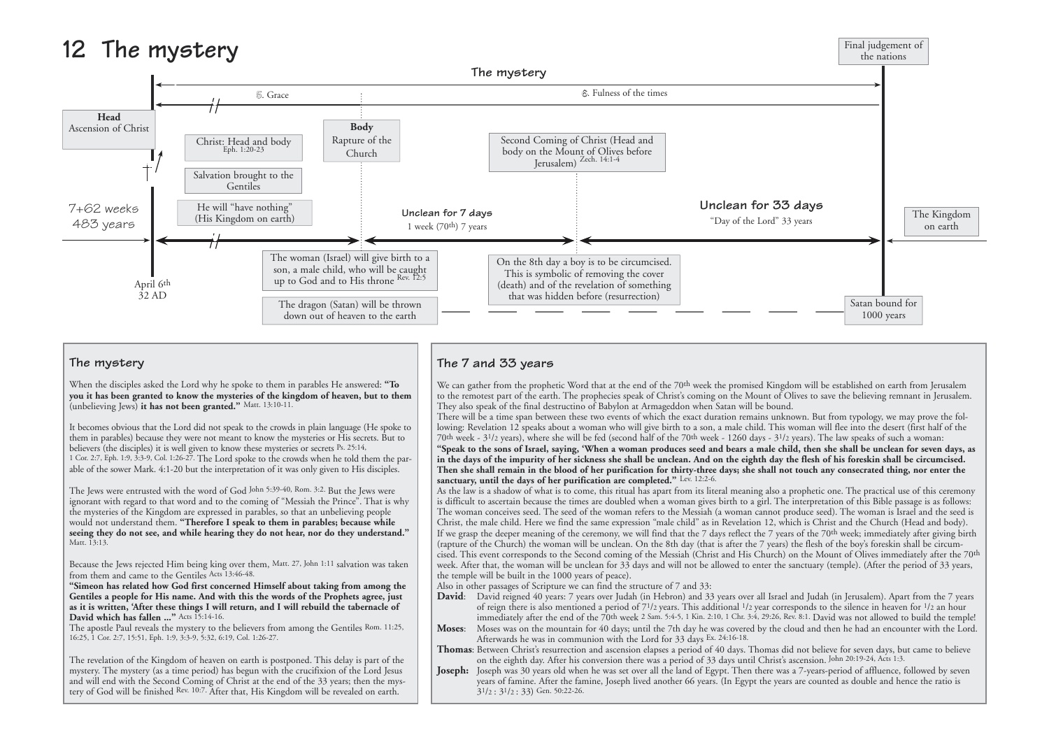# 12 The mystery

The mystery

𝔊. Grace

𝔉. Fulness of the times

Final judgement of the nations

**Head**
Ascension of Christ

Christ: Head and body Eph. 1:20-23

Salvation brought to the Gentiles

He will "have nothing" (His Kingdom on earth)

**Body**
Rapture of the Church

Second Coming of Christ (Head and body on the Mount of Olives before Jerusalem) Zech. 14:1-4

7+62 weeks
483 years

**Unclean for 7 days**
1 week (70th) 7 years

**Unclean for 33 days**
"Day of the Lord" 33 years

The Kingdom on earth

April 6th
32 AD

The woman (Israel) will give birth to a son, a male child, who will be caught up to God and to His throne Rev. 12:5

The dragon (Satan) will be thrown down out of heaven to the earth

On the 8th day a boy is to be circumcised. This is symbolic of removing the cover (death) and of the revelation of something that was hidden before (resurrection)

Satan bound for 1000 years

## The mystery

When the disciples asked the Lord why he spoke to them in parables He answered: **"To you it has been granted to know the mysteries of the kingdom of heaven, but to them** (unbelieving Jews) **it has not been granted."** Matt. 13:10-11.

It becomes obvious that the Lord did not speak to the crowds in plain language (He spoke to them in parables) because they were not meant to know the mysteries or His secrets. But to believers (the disciples) it is well given to know these mysteries or secrets Ps. 25:14, 1 Cor. 2:7, Eph. 1:9, 3:3-9, Col. 1:26-27. The Lord spoke to the crowds when he told them the parable of the sower Mark. 4:1-20 but the interpretation of it was only given to His disciples.

The Jews were entrusted with the word of God John 5:39-40, Rom. 3:2. But the Jews were ignorant with regard to that word and to the coming of "Messiah the Prince". That is why the mysteries of the Kingdom are expressed in parables, so that an unbelieving people would not understand them. **"Therefore I speak to them in parables; because while seeing they do not see, and while hearing they do not hear, nor do they understand."** Matt. 13:13.

Because the Jews rejected Him being king over them, Matt. 27, John 1:11 salvation was taken from them and came to the Gentiles Acts 13:46-48.
**"Simeon has related how God first concerned Himself about taking from among the Gentiles a people for His name. And with this the words of the Prophets agree, just as it is written, 'After these things I will return, and I will rebuild the tabernacle of David which has fallen ..."** Acts 15:14-16.
The apostle Paul reveals the mystery to the believers from among the Gentiles Rom. 11:25, 16:25, 1 Cor. 2:7, 15:51, Eph. 1:9, 3:3-9, 5:32, 6:19, Col. 1:26-27.

The revelation of the Kingdom of heaven on earth is postponed. This delay is part of the mystery. The mystery (as a time period) has begun with the crucifixion of the Lord Jesus and will end with the Second Coming of Christ at the end of the 33 years; then the mystery of God will be finished Rev. 10:7. After that, His Kingdom will be revealed on earth.

## The 7 and 33 years

We can gather from the prophetic Word that at the end of the 70th week the promised Kingdom will be established on earth from Jerusalem to the remotest part of the earth. The prophecies speak of Christ's coming on the Mount of Olives to save the believing remnant in Jerusalem. They also speak of the final destructino of Babylon at Armageddon when Satan will be bound.
There will be a time span between these two events of which the exact duration remains unknown. But from typology, we may prove the following: Revelation 12 speaks about a woman who will give birth to a son, a male child. This woman will flee into the desert (first half of the 70th week - 3½ years), where she will be fed (second half of the 70th week - 1260 days - 3½ years). The law speaks of such a woman:
**"Speak to the sons of Israel, saying, 'When a woman produces seed and bears a male child, then she shall be unclean for seven days, as in the days of the impurity of her sickness she shall be unclean. And on the eighth day the flesh of his foreskin shall be circumcised. Then she shall remain in the blood of her purification for thirty-three days; she shall not touch any consecrated thing, nor enter the sanctuary, until the days of her purification are completed."** Lev. 12:2-6.
As the law is a shadow of what is to come, this ritual has apart from its literal meaning also a prophetic one. The practical use of this ceremony is difficult to ascertain because the times are doubled when a woman gives birth to a girl. The interpretation of this Bible passage is as follows: The woman conceives seed. The seed of the woman refers to the Messiah (a woman cannot produce seed). The woman is Israel and the seed is Christ, the male child. Here we find the same expression "male child" as in Revelation 12, which is Christ and the Church (Head and body).
If we grasp the deeper meaning of the ceremony, we will find that the 7 days reflect the 7 years of the 70th week; immediately after giving birth (rapture of the Church) the woman will be unclean. On the 8th day (that is after the 7 years) the flesh of the boy's foreskin shall be circumcised. This event corresponds to the Second coming of the Messiah (Christ and His Church) on the Mount of Olives immediately after the 70th week. After that, the woman will be unclean for 33 days and will not be allowed to enter the sanctuary (temple). (After the period of 33 years, the temple will be built in the 1000 years of peace).
Also in other passages of Scripture we can find the structure of 7 and 33:

**David**: David reigned 40 years: 7 years over Judah (in Hebron) and 33 years over all Israel and Judah (in Jerusalem). Apart from the 7 years of reign there is also mentioned a period of 7½ years. This additional ½ year corresponds to the silence in heaven for ½ an hour immediately after the end of the 70th week 2 Sam. 5:4-5, 1 Kin. 2:10, 1 Chr. 3:4, 29:26, Rev. 8:1. David was not allowed to build the temple!

**Moses**: Moses was on the mountain for 40 days; until the 7th day he was covered by the cloud and then he had an encounter with the Lord. Afterwards he was in communion with the Lord for 33 days Ex. 24:16-18.

**Thomas**: Between Christ's resurrection and ascension elapses a period of 40 days. Thomas did not believe for seven days, but came to believe on the eighth day. After his conversion there was a period of 33 days until Christ's ascension. John 20:19-24, Acts 1:3.

**Joseph:** Joseph was 30 years old when he was set over all the land of Egypt. Then there was a 7-years-period of affluence, followed by seven years of famine. After the famine, Joseph lived another 66 years. (In Egypt the years are counted as double and hence the ratio is 3½ : 3½ : 33) Gen. 50:22-26.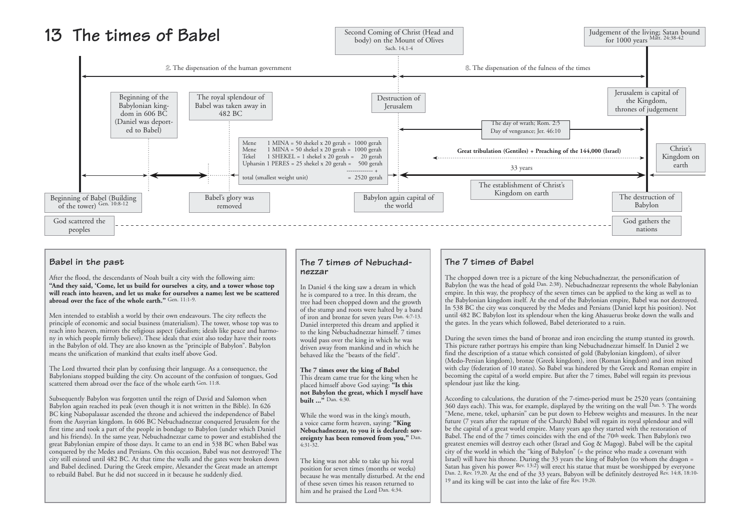# 13 The times of Babel

Second Coming of Christ (Head and body) on the Mount of Olives Sach. 14,1-4

Judgement of the living; Satan bound for 1000 years Matt. 24:38-42

2. The dispensation of the human government

8. The dispensation of the fulness of the times

Beginning of the Babylonian kingdom in 606 BC (Daniel was deported to Babel)

The royal splendour of Babel was taken away in 482 BC

Destruction of Jerusalem

Jerusalem is capital of the Kingdom, thrones of judgement

The day of wrath; Rom. 2:5
Day of vengeance; Jer. 46:10

```
Mene      1 MINA = 50 shekel x 20 gerah =  1000 gerah
Mene      1 MINA = 50 shekel x 20 gerah =  1000 gerah
Tekel     1 SHEKEL = 1 shekel x 20 gerah =   20 gerah
Upharsin  1 PERES = 25 shekel x 20 gerah =  500 gerah
                                          ------------ +
total (smallest weight unit)              =  2520 gerah
```

**Great tribulation (Gentiles) + Preaching of the 144,000 (Israel)**

33 years

Christ's Kingdom on earth

The establishment of Christ's Kingdom on earth

Beginning of Babel (Building of the tower) Gen. 10:8-12

Babel's glory was removed

Babylon again capital of the world

The destruction of Babylon

God scattered the peoples

God gathers the nations

## Babel in the past

After the flood, the descendants of Noah built a city with the following aim: **"And they said, 'Come, let us build for ourselves a city, and a tower whose top will reach into heaven, and let us make for ourselves a name; lest we be scattered abroad over the face of the whole earth."** Gen. 11:1-9.

Men intended to establish a world by their own endeavours. The city reflects the principle of economic and social business (materialism). The tower, whose top was to reach into heaven, mirrors the religious aspect (idealism; ideals like peace and harmony in which people firmly believe). These ideals that exist also today have their roots in the Babylon of old. They are also known as the "principle of Babylon". Babylon means the unification of mankind that exalts itself above God.

The Lord thwarted their plan by confusing their language. As a consequence, the Babylonians stopped building the city. On account of the confusion of tongues, God scattered them abroad over the face of the whole earth Gen. 11:8.

Subsequently Babylon was forgotten until the reign of David and Salomon when Babylon again reached its peak (even though it is not written in the Bible). In 626 BC king Nabopalassar ascended the throne and achieved the independence of Babel from the Assyrian kingdom. In 606 BC Nebuchadnezzar conquered Jerusalem for the first time and took a part of the people in bondage to Babylon (under which Daniel and his friends). In the same year, Nebuchadnezzar came to power and established the great Babylonian empire of those days. It came to an end in 538 BC when Babel was conquered by the Medes and Persians. On this occasion, Babel was not destroyed! The city still existed until 482 BC. At that time the walls and the gates were broken down and Babel declined. During the Greek empire, Alexander the Great made an attempt to rebuild Babel. But he did not succeed in it because he suddenly died.

## The 7 times of Nebuchadnezzar

In Daniel 4 the king saw a dream in which he is compared to a tree. In this dream, the tree had been chopped down and the growth of the stump and roots were halted by a band of iron and bronze for seven years Dan. 4:7-13. Daniel interpreted this dream and applied it to the king Nebuchadnezzar himself. 7 times would pass over the king in which he was driven away from mankind and in which he behaved like the "beasts of the field".

**The 7 times over the king of Babel**
This dream came true for the king when he placed himself above God saying: **"Is this not Babylon the great, which I myself have built ..."** Dan. 4:30.

While the word was in the king's mouth, a voice came form heaven, saying: **"King Nebuchadnezzar, to you it is declared: sovereignty has been removed from you,"** Dan. 4:31-32.

The king was not able to take up his royal position for seven times (months or weeks) because he was mentally disturbed. At the end of these seven times his reason returned to him and he praised the Lord Dan. 4:34.

## The 7 times of Babel

The chopped down tree is a picture of the king Nebuchadnezzar, the personification of Babylon (he was the head of gold Dan. 2:38). Nebuchadnezzar represents the whole Babylonian empire. In this way, the prophecy of the seven times can be applied to the king as well as to the Babylonian kingdom itself. At the end of the Babylonian empire, Babel was not destroyed. In 538 BC the city was conquered by the Medes and Persians (Daniel kept his position). Not until 482 BC Babylon lost its splendour when the king Ahasuerus broke down the walls and the gates. In the years which followed, Babel deteriorated to a ruin.

During the seven times the band of bronze and iron encircling the stump stunted its growth. This picture rather portrays his empire than king Nebuchadnezzar himself. In Daniel 2 we find the description of a statue which consisted of gold (Babylonian kingdom), of silver (Medo-Persian kingdom), bronze (Greek kingdom), iron (Roman kingdom) and iron mixed with clay (federation of 10 states). So Babel was hindered by the Greek and Roman empire in becoming the capital of a world empire. But after the 7 times, Babel will regain its previous splendour just like the king.

According to calculations, the duration of the 7-times-period must be 2520 years (containing 360 days each). This was, for example, displayed by the writing on the wall Dan. 5. The words "Mene, mene, tekel, upharsin" can be put down to Hebrew weights and measures. In the near future (7 years after the rapture of the Church) Babel will regain its royal splendour and will be the capital of a great world empire. Many years ago they started with the restoration of Babel. The end of the 7 times coincides with the end of the 70th week. Then Babylon's two greatest enemies will destroy each other (Israel and Gog & Magog). Babel will be the capital city of the world in which the "king of Babylon" (= the prince who made a covenant with Israel) will have his throne. During the 33 years the king of Babylon (to whom the dragon = Satan has given his power Rev. 13:2) will erect his statue that must be worshipped by everyone Dan. 2, Rev. 19,20. At the end of the 33 years, Babyon will be definitely destroyed Rev. 14:8, 18:10-19 and its king will be cast into the lake of fire Rev. 19:20.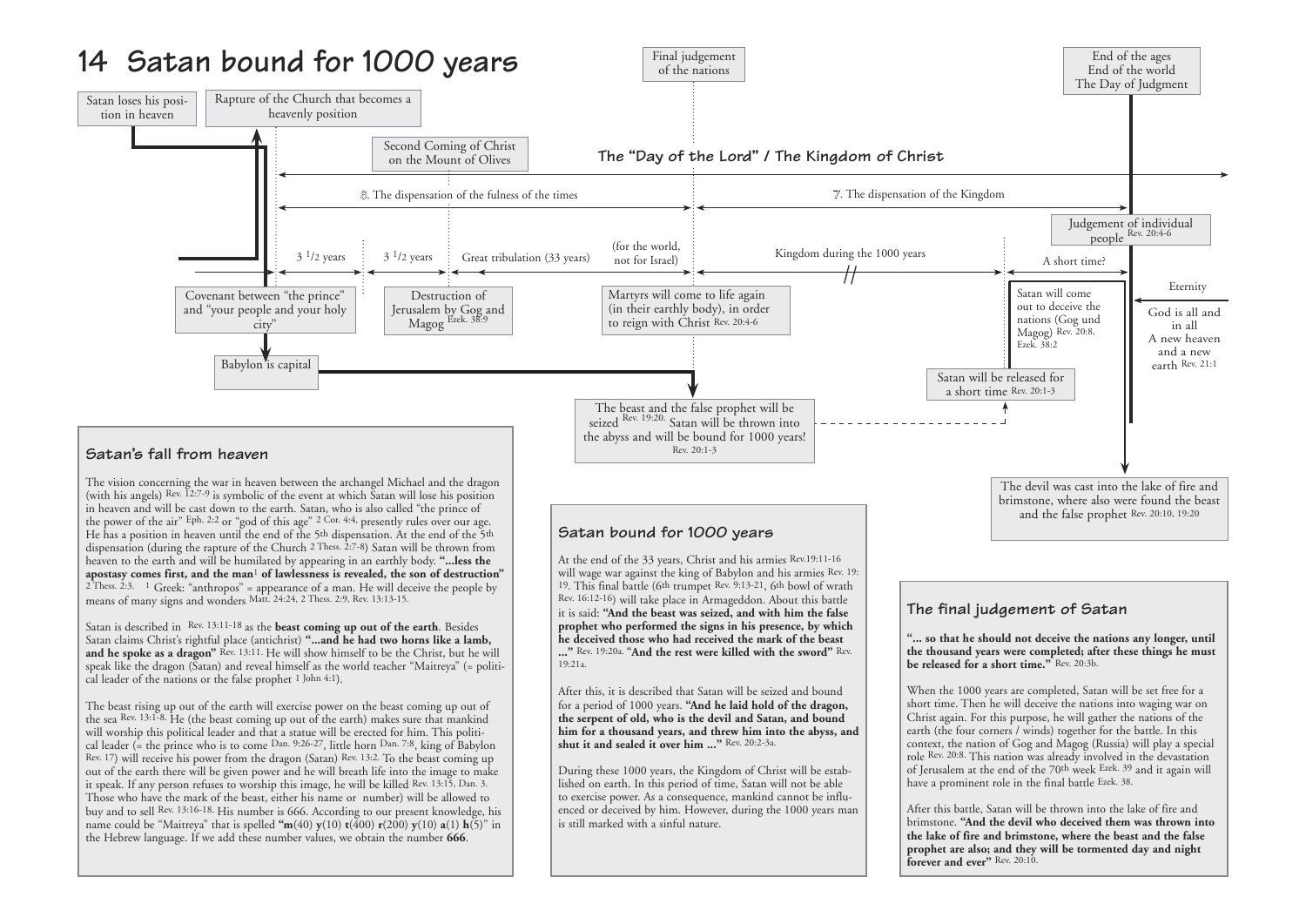# 14 Satan bound for 1000 years

Satan loses his position in heaven

Rapture of the Church that becomes a heavenly position

Second Coming of Christ on the Mount of Olives

Final judgement of the nations

End of the ages
End of the world
The Day of Judgment

The "Day of the Lord" / The Kingdom of Christ

8. The dispensation of the fulness of the times

7. The dispensation of the Kingdom

Judgement of individual people Rev. 20:4-6

3 1/2 years

3 1/2 years

Great tribulation (33 years)

(for the world, not for Israel)

Kingdom during the 1000 years

A short time?

Eternity

Covenant between "the prince" and "your people and your holy city"

Destruction of Jerusalem by Gog and Magog Ezek. 38:9

Martyrs will come to life again (in their earthly body), in order to reign with Christ Rev. 20:4-6

Satan will come out to deceive the nations (Gog und Magog) Rev. 20:8, Ezek. 38:2

God is all and in all
A new heaven and a new earth Rev. 21:1

Babylon is capital

Satan will be released for a short time Rev. 20:1-3

The beast and the false prophet will be seized Rev. 19:20. Satan will be thrown into the abyss and will be bound for 1000 years! Rev. 20:1-3

The devil was cast into the lake of fire and brimstone, where also were found the beast and the false prophet Rev. 20:10, 19:20

## Satan's fall from heaven

The vision concerning the war in heaven between the archangel Michael and the dragon (with his angels) Rev. 12:7-9 is symbolic of the event at which Satan will lose his position in heaven and will be cast down to the earth. Satan, who is also called "the prince of the power of the air" Eph. 2:2 or "god of this age" 2 Cor. 4:4, presently rules over our age. He has a position in heaven until the end of the 5th dispensation. At the end of the 5th dispensation (during the rapture of the Church 2 Thess. 2:7-8) Satan will be thrown from heaven to the earth and will be humilated by appearing in an earthly body. **"...less the apostasy comes first, and the man[1] of lawlessness is revealed, the son of destruction"** 2 Thess. 2:3. [1] Greek: "anthropos" = appearance of a man. He will deceive the people by means of many signs and wonders Matt. 24:24, 2 Thess. 2:9, Rev. 13:13-15.

Satan is described in Rev. 13:11-18 as the **beast coming up out of the earth**. Besides Satan claims Christ's rightful place (antichrist) **"...and he had two horns like a lamb, and he spoke as a dragon"** Rev. 13:11. He will show himself to be the Christ, but he will speak like the dragon (Satan) and reveal himself as the world teacher "Maitreya" (= political leader of the nations or the false prophet 1 John 4:1).

The beast rising up out of the earth will exercise power on the beast coming up out of the sea Rev. 13:1-8. He (the beast coming up out of the earth) makes sure that mankind will worship this political leader and that a statue will be erected for him. This political leader (= the prince who is to come Dan. 9:26-27, little horn Dan. 7:8, king of Babylon Rev. 17) will receive his power from the dragon (Satan) Rev. 13:2. To the beast coming up out of the earth there will be given power and he will breath life into the image to make it speak. If any person refuses to worship this image, he will be killed Rev. 13:15, Dan. 3. Those who have the mark of the beast, either his name or number) will be allowed to buy and to sell Rev. 13:16-18. His number is 666. According to our present knowledge, his name could be "Maitreya" that is spelled **"m**(40) **y**(10) **t**(400) **r**(200) **y**(10) **a**(1) **h**(5)" in the Hebrew language. If we add these number values, we obtain the number **666**.

## Satan bound for 1000 years

At the end of the 33 years, Christ and his armies Rev.19:11-16 will wage war against the king of Babylon and his armies Rev. 19:19. This final battle (6th trumpet Rev. 9:13-21, 6th bowl of wrath Rev. 16:12-16) will take place in Armageddon. About this battle it is said: **"And the beast was seized, and with him the false prophet who performed the signs in his presence, by which he deceived those who had received the mark of the beast ..."** Rev. 19:20a. **"And the rest were killed with the sword"** Rev. 19:21a.

After this, it is described that Satan will be seized and bound for a period of 1000 years. **"And he laid hold of the dragon, the serpent of old, who is the devil and Satan, and bound him for a thousand years, and threw him into the abyss, and shut it and sealed it over him ..."** Rev. 20:2-3a.

During these 1000 years, the Kingdom of Christ will be established on earth. In this period of time, Satan will not be able to exercise power. As a consequence, mankind cannot be influenced or deceived by him. However, during the 1000 years man is still marked with a sinful nature.

## The final judgement of Satan

**"... so that he should not deceive the nations any longer, until the thousand years were completed; after these things he must be released for a short time."** Rev. 20:3b.

When the 1000 years are completed, Satan will be set free for a short time. Then he will deceive the nations into waging war on Christ again. For this purpose, he will gather the nations of the earth (the four corners / winds) together for the battle. In this context, the nation of Gog and Magog (Russia) will play a special role Rev. 20:8. This nation was already involved in the devastation of Jerusalem at the end of the 70th week Ezek. 39 and it again will have a prominent role in the final battle Ezek. 38.

After this battle, Satan will be thrown into the lake of fire and brimstone. **"And the devil who deceived them was thrown into the lake of fire and brimstone, where the beast and the false prophet are also; and they will be tormented day and night forever and ever"** Rev. 20:10.